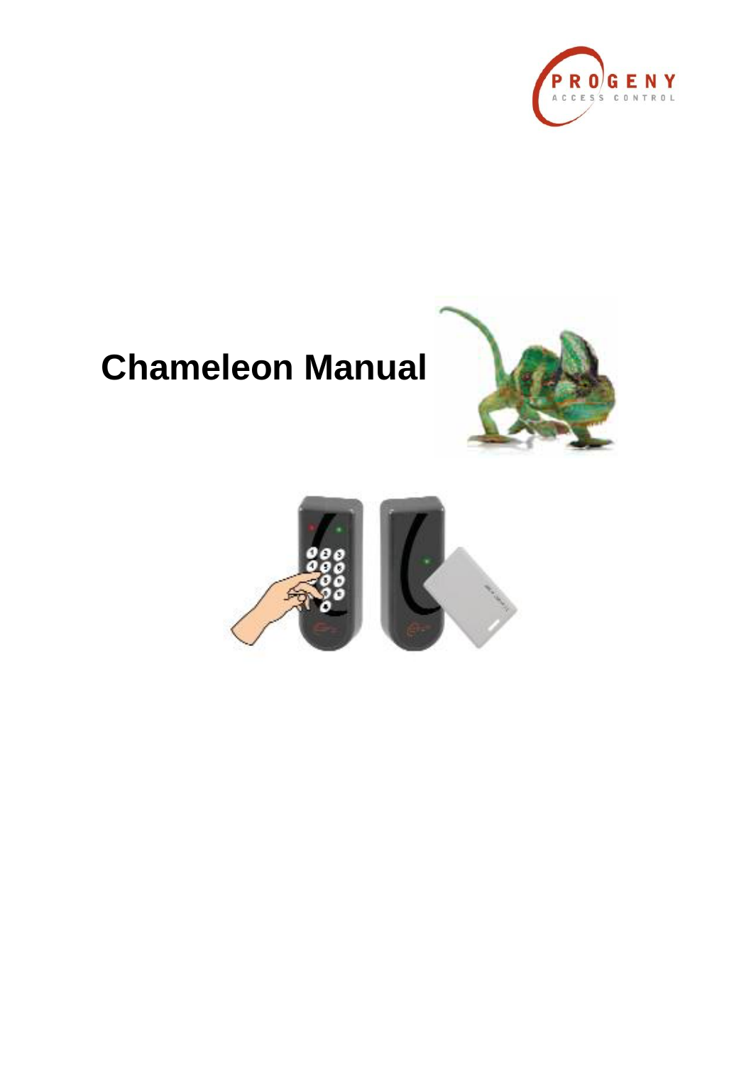PROGENY
ACCESS CONTROL

# Chameleon Manual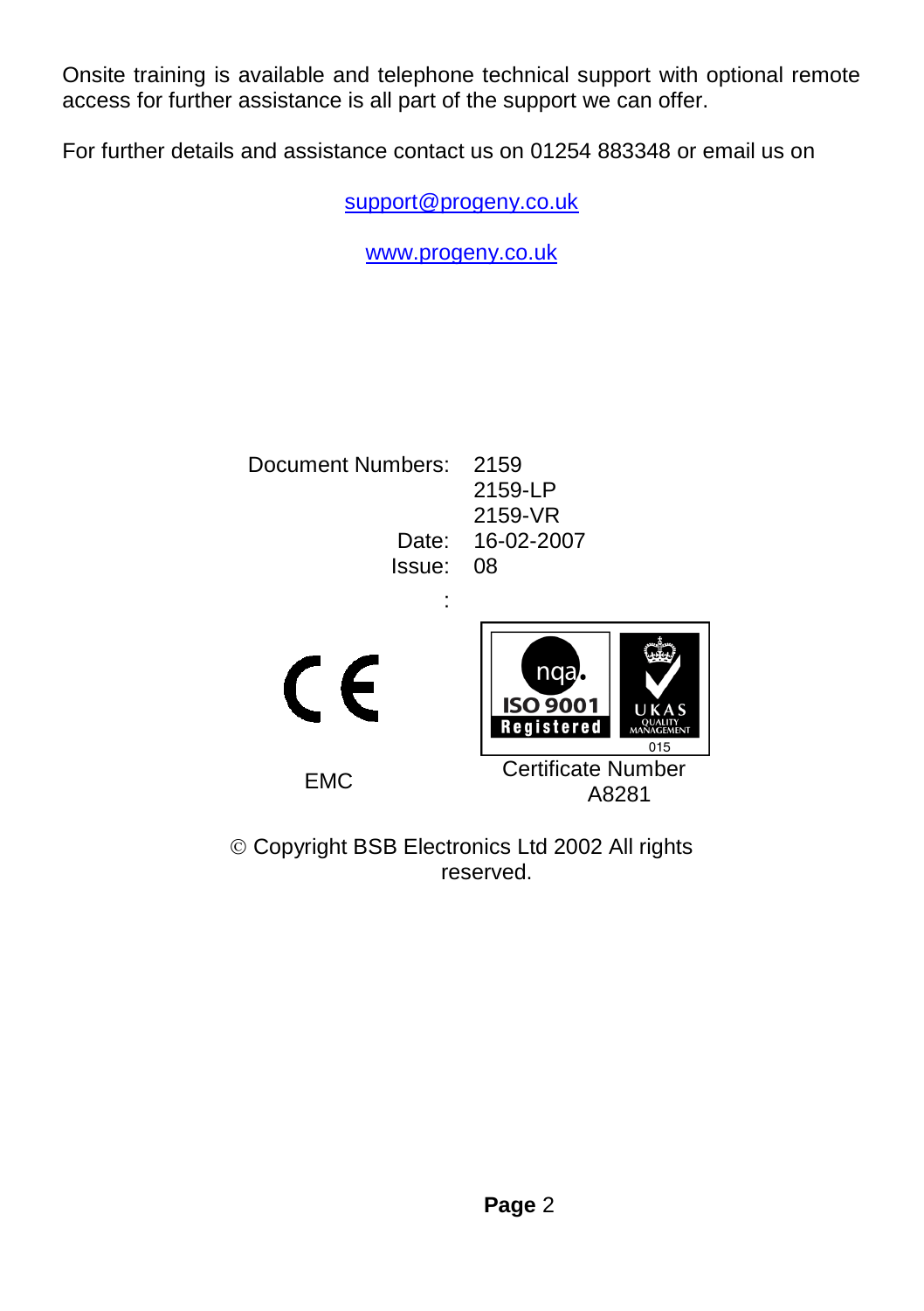Onsite training is available and telephone technical support with optional remote access for further assistance is all part of the support we can offer.

For further details and assistance contact us on 01254 883348 or email us on

support@progeny.co.uk

www.progeny.co.uk

Document Numbers: 2159
2159-LP
2159-VR
Date: 16-02-2007
Issue: 08

EMC

Certificate Number A8281

© Copyright BSB Electronics Ltd 2002 All rights reserved.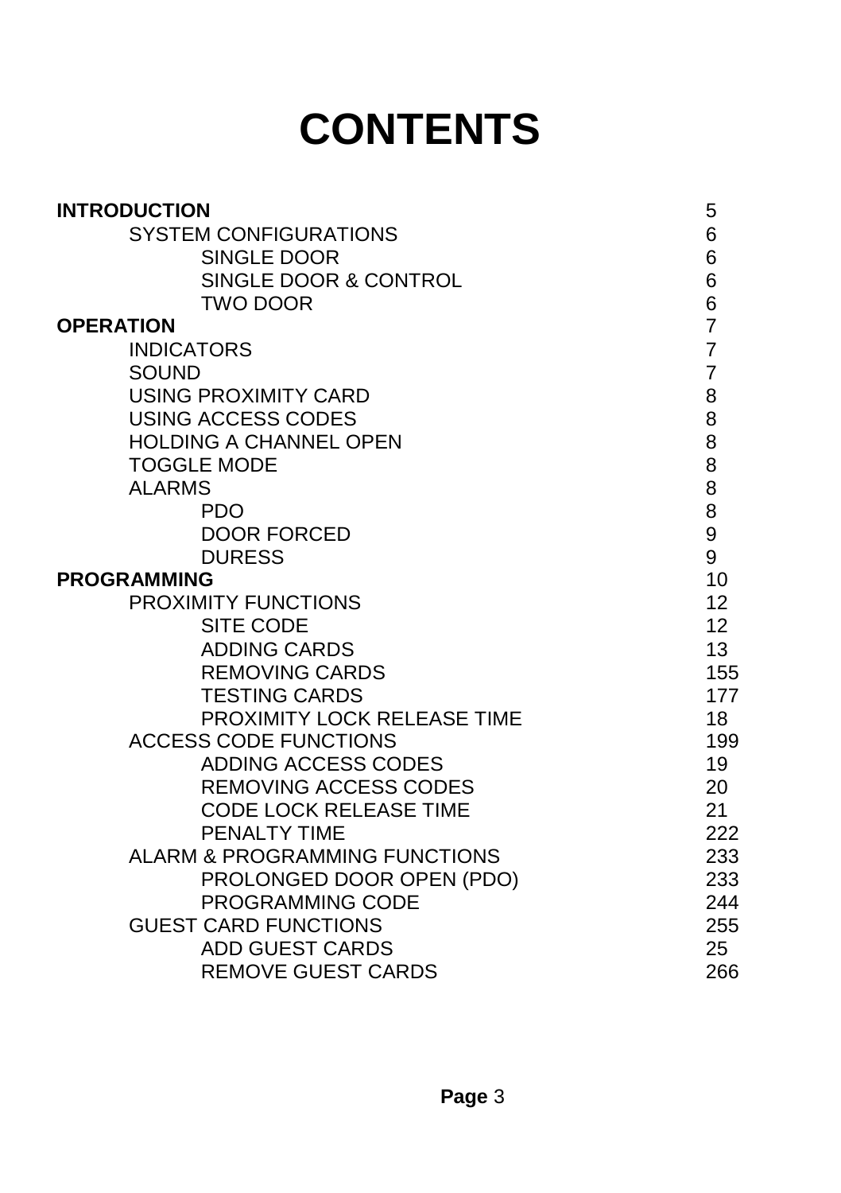# CONTENTS

| | |
|---|---|
| **INTRODUCTION** | 5 |
| SYSTEM CONFIGURATIONS | 6 |
| SINGLE DOOR | 6 |
| SINGLE DOOR & CONTROL | 6 |
| TWO DOOR | 6 |
| **OPERATION** | 7 |
| INDICATORS | 7 |
| SOUND | 7 |
| USING PROXIMITY CARD | 8 |
| USING ACCESS CODES | 8 |
| HOLDING A CHANNEL OPEN | 8 |
| TOGGLE MODE | 8 |
| ALARMS | 8 |
| PDO | 8 |
| DOOR FORCED | 9 |
| DURESS | 9 |
| **PROGRAMMING** | 10 |
| PROXIMITY FUNCTIONS | 12 |
| SITE CODE | 12 |
| ADDING CARDS | 13 |
| REMOVING CARDS | 155 |
| TESTING CARDS | 177 |
| PROXIMITY LOCK RELEASE TIME | 18 |
| ACCESS CODE FUNCTIONS | 199 |
| ADDING ACCESS CODES | 19 |
| REMOVING ACCESS CODES | 20 |
| CODE LOCK RELEASE TIME | 21 |
| PENALTY TIME | 222 |
| ALARM & PROGRAMMING FUNCTIONS | 233 |
| PROLONGED DOOR OPEN (PDO) | 233 |
| PROGRAMMING CODE | 244 |
| GUEST CARD FUNCTIONS | 255 |
| ADD GUEST CARDS | 25 |
| REMOVE GUEST CARDS | 266 |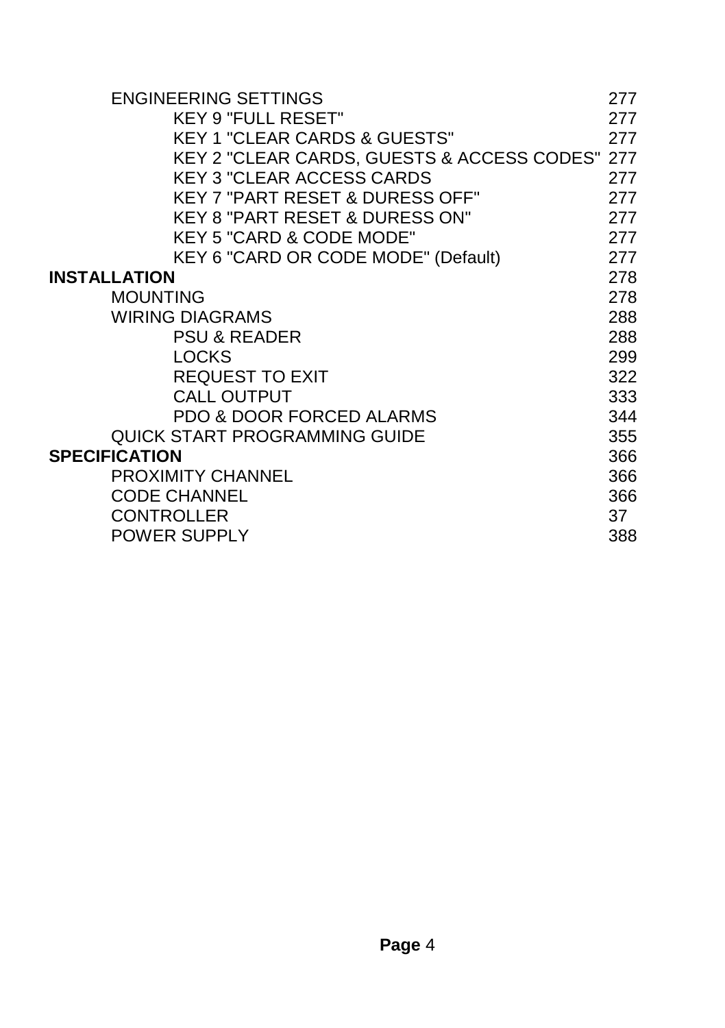ENGINEERING SETTINGS 277

KEY 9 "FULL RESET" 277

KEY 1 "CLEAR CARDS & GUESTS" 277

KEY 2 "CLEAR CARDS, GUESTS & ACCESS CODES" 277

KEY 3 "CLEAR ACCESS CARDS 277

KEY 7 "PART RESET & DURESS OFF" 277

KEY 8 "PART RESET & DURESS ON" 277

KEY 5 "CARD & CODE MODE" 277

KEY 6 "CARD OR CODE MODE" (Default) 277

**INSTALLATION** 278

MOUNTING 278

WIRING DIAGRAMS 288

PSU & READER 288

LOCKS 299

REQUEST TO EXIT 322

CALL OUTPUT 333

PDO & DOOR FORCED ALARMS 344

QUICK START PROGRAMMING GUIDE 355

**SPECIFICATION** 366

PROXIMITY CHANNEL 366

CODE CHANNEL 366

CONTROLLER 37

POWER SUPPLY 388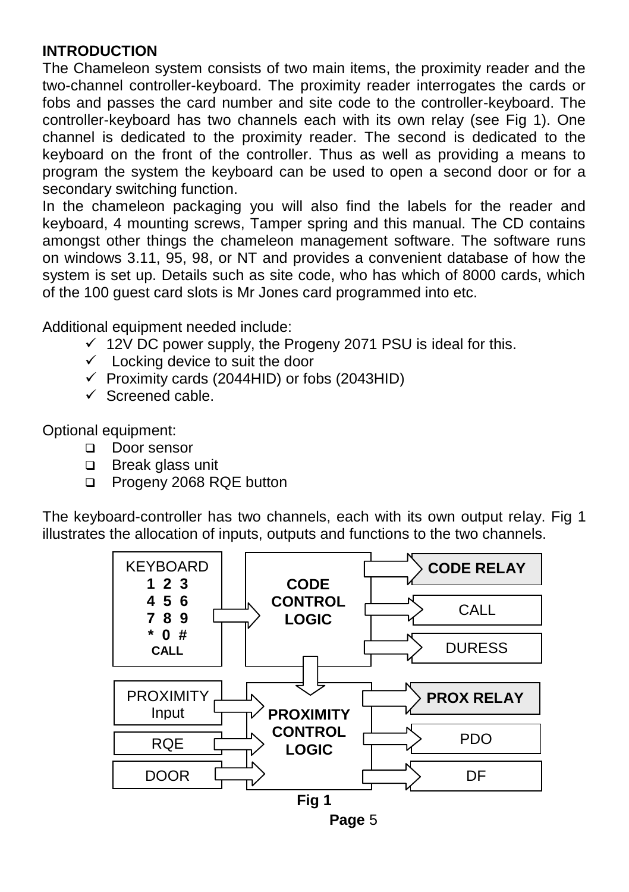## INTRODUCTION

The Chameleon system consists of two main items, the proximity reader and the two-channel controller-keyboard. The proximity reader interrogates the cards or fobs and passes the card number and site code to the controller-keyboard. The controller-keyboard has two channels each with its own relay (see Fig 1). One channel is dedicated to the proximity reader. The second is dedicated to the keyboard on the front of the controller. Thus as well as providing a means to program the system the keyboard can be used to open a second door or for a secondary switching function.

In the chameleon packaging you will also find the labels for the reader and keyboard, 4 mounting screws, Tamper spring and this manual. The CD contains amongst other things the chameleon management software. The software runs on windows 3.11, 95, 98, or NT and provides a convenient database of how the system is set up. Details such as site code, who has which of 8000 cards, which of the 100 guest card slots is Mr Jones card programmed into etc.

Additional equipment needed include:

- ✓ 12V DC power supply, the Progeny 2071 PSU is ideal for this.
- ✓ Locking device to suit the door
- ✓ Proximity cards (2044HID) or fobs (2043HID)
- ✓ Screened cable.

Optional equipment:

- ❑ Door sensor
- ❑ Break glass unit
- ❑ Progeny 2068 RQE button

The keyboard-controller has two channels, each with its own output relay. Fig 1 illustrates the allocation of inputs, outputs and functions to the two channels.

```
KEYBOARD            CODE            CODE RELAY
 1 2 3      ==>     CONTROL   ==>   CALL
 4 5 6              LOGIC           DURESS
 7 8 9                |
 * 0 #                v
 CALL
PROXIMITY Input ==> PROXIMITY  ==>  PROX RELAY
RQE             ==> CONTROL    ==>  PDO
DOOR            ==> LOGIC      ==>  DF
```

**Fig 1**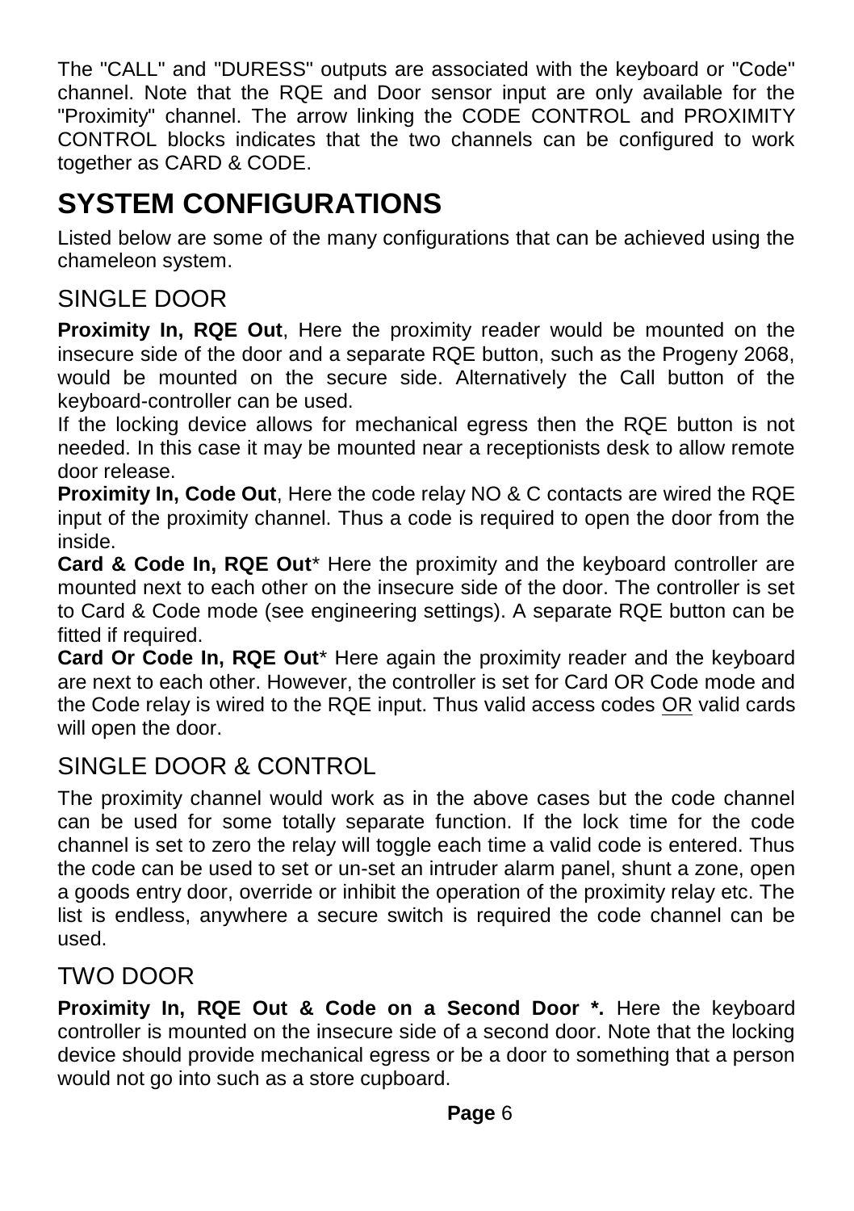The "CALL" and "DURESS" outputs are associated with the keyboard or "Code" channel. Note that the RQE and Door sensor input are only available for the "Proximity" channel. The arrow linking the CODE CONTROL and PROXIMITY CONTROL blocks indicates that the two channels can be configured to work together as CARD & CODE.

# SYSTEM CONFIGURATIONS

Listed below are some of the many configurations that can be achieved using the chameleon system.

## SINGLE DOOR

**Proximity In, RQE Out**, Here the proximity reader would be mounted on the insecure side of the door and a separate RQE button, such as the Progeny 2068, would be mounted on the secure side. Alternatively the Call button of the keyboard-controller can be used.

If the locking device allows for mechanical egress then the RQE button is not needed. In this case it may be mounted near a receptionists desk to allow remote door release.

**Proximity In, Code Out**, Here the code relay NO & C contacts are wired the RQE input of the proximity channel. Thus a code is required to open the door from the inside.

**Card & Code In, RQE Out*** Here the proximity and the keyboard controller are mounted next to each other on the insecure side of the door. The controller is set to Card & Code mode (see engineering settings). A separate RQE button can be fitted if required.

**Card Or Code In, RQE Out*** Here again the proximity reader and the keyboard are next to each other. However, the controller is set for Card OR Code mode and the Code relay is wired to the RQE input. Thus valid access codes <u>OR</u> valid cards will open the door.

## SINGLE DOOR & CONTROL

The proximity channel would work as in the above cases but the code channel can be used for some totally separate function. If the lock time for the code channel is set to zero the relay will toggle each time a valid code is entered. Thus the code can be used to set or un-set an intruder alarm panel, shunt a zone, open a goods entry door, override or inhibit the operation of the proximity relay etc. The list is endless, anywhere a secure switch is required the code channel can be used.

## TWO DOOR

**Proximity In, RQE Out & Code on a Second Door *.** Here the keyboard controller is mounted on the insecure side of a second door. Note that the locking device should provide mechanical egress or be a door to something that a person would not go into such as a store cupboard.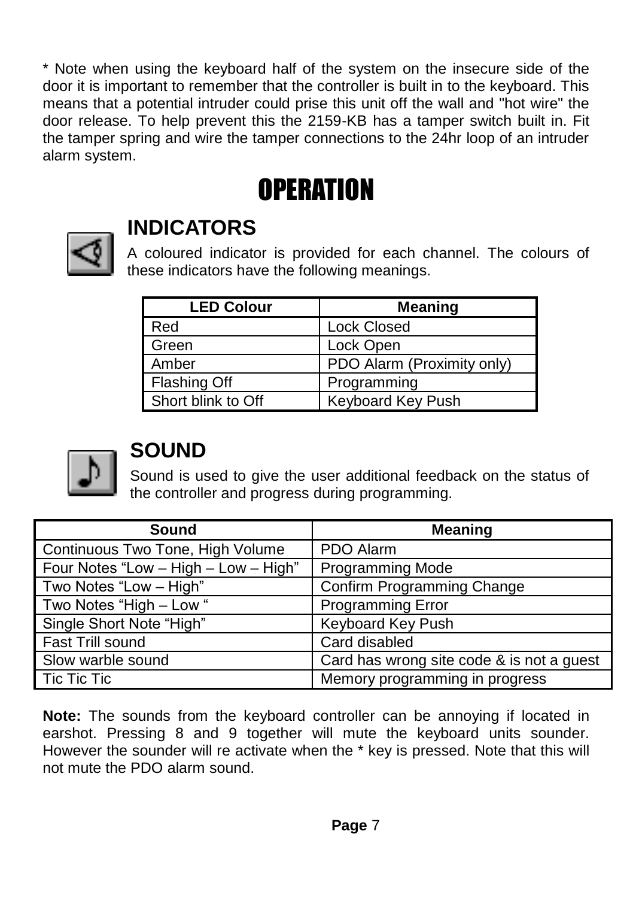* Note when using the keyboard half of the system on the insecure side of the door it is important to remember that the controller is built in to the keyboard. This means that a potential intruder could prise this unit off the wall and "hot wire" the door release. To help prevent this the 2159-KB has a tamper switch built in. Fit the tamper spring and wire the tamper connections to the 24hr loop of an intruder alarm system.

# OPERATION

## INDICATORS

A coloured indicator is provided for each channel. The colours of these indicators have the following meanings.

| LED Colour | Meaning |
|---|---|
| Red | Lock Closed |
| Green | Lock Open |
| Amber | PDO Alarm (Proximity only) |
| Flashing Off | Programming |
| Short blink to Off | Keyboard Key Push |

## SOUND

Sound is used to give the user additional feedback on the status of the controller and progress during programming.

| Sound | Meaning |
|---|---|
| Continuous Two Tone, High Volume | PDO Alarm |
| Four Notes “Low – High – Low – High” | Programming Mode |
| Two Notes “Low – High” | Confirm Programming Change |
| Two Notes “High – Low “ | Programming Error |
| Single Short Note “High” | Keyboard Key Push |
| Fast Trill sound | Card disabled |
| Slow warble sound | Card has wrong site code & is not a guest |
| Tic Tic Tic | Memory programming in progress |

**Note:** The sounds from the keyboard controller can be annoying if located in earshot. Pressing 8 and 9 together will mute the keyboard units sounder. However the sounder will re activate when the * key is pressed. Note that this will not mute the PDO alarm sound.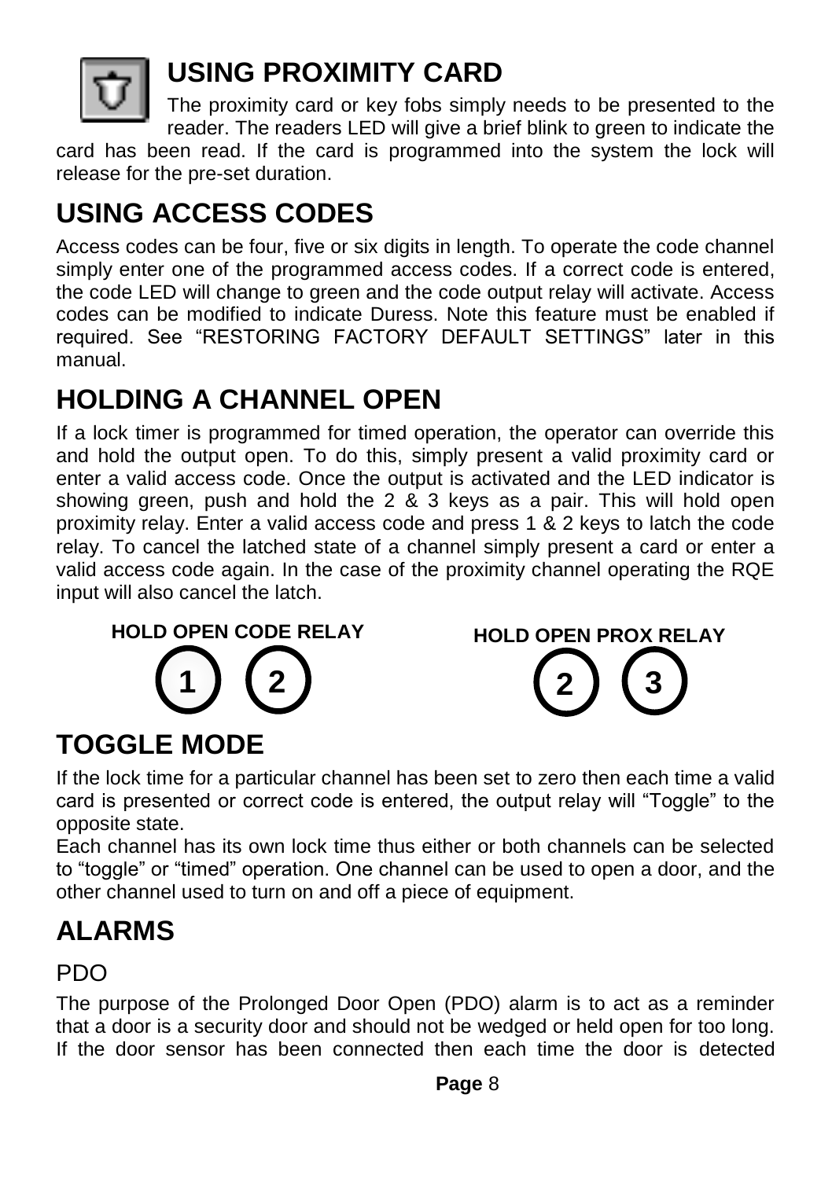## USING PROXIMITY CARD

The proximity card or key fobs simply needs to be presented to the reader. The readers LED will give a brief blink to green to indicate the card has been read. If the card is programmed into the system the lock will release for the pre-set duration.

## USING ACCESS CODES

Access codes can be four, five or six digits in length. To operate the code channel simply enter one of the programmed access codes. If a correct code is entered, the code LED will change to green and the code output relay will activate. Access codes can be modified to indicate Duress. Note this feature must be enabled if required. See "RESTORING FACTORY DEFAULT SETTINGS" later in this manual.

## HOLDING A CHANNEL OPEN

If a lock timer is programmed for timed operation, the operator can override this and hold the output open. To do this, simply present a valid proximity card or enter a valid access code. Once the output is activated and the LED indicator is showing green, push and hold the 2 & 3 keys as a pair. This will hold open proximity relay. Enter a valid access code and press 1 & 2 keys to latch the code relay. To cancel the latched state of a channel simply present a card or enter a valid access code again. In the case of the proximity channel operating the RQE input will also cancel the latch.

**HOLD OPEN CODE RELAY**

(1) (2)

**HOLD OPEN PROX RELAY**

(2) (3)

## TOGGLE MODE

If the lock time for a particular channel has been set to zero then each time a valid card is presented or correct code is entered, the output relay will "Toggle" to the opposite state.

Each channel has its own lock time thus either or both channels can be selected to "toggle" or "timed" operation. One channel can be used to open a door, and the other channel used to turn on and off a piece of equipment.

## ALARMS

### PDO

The purpose of the Prolonged Door Open (PDO) alarm is to act as a reminder that a door is a security door and should not be wedged or held open for too long. If the door sensor has been connected then each time the door is detected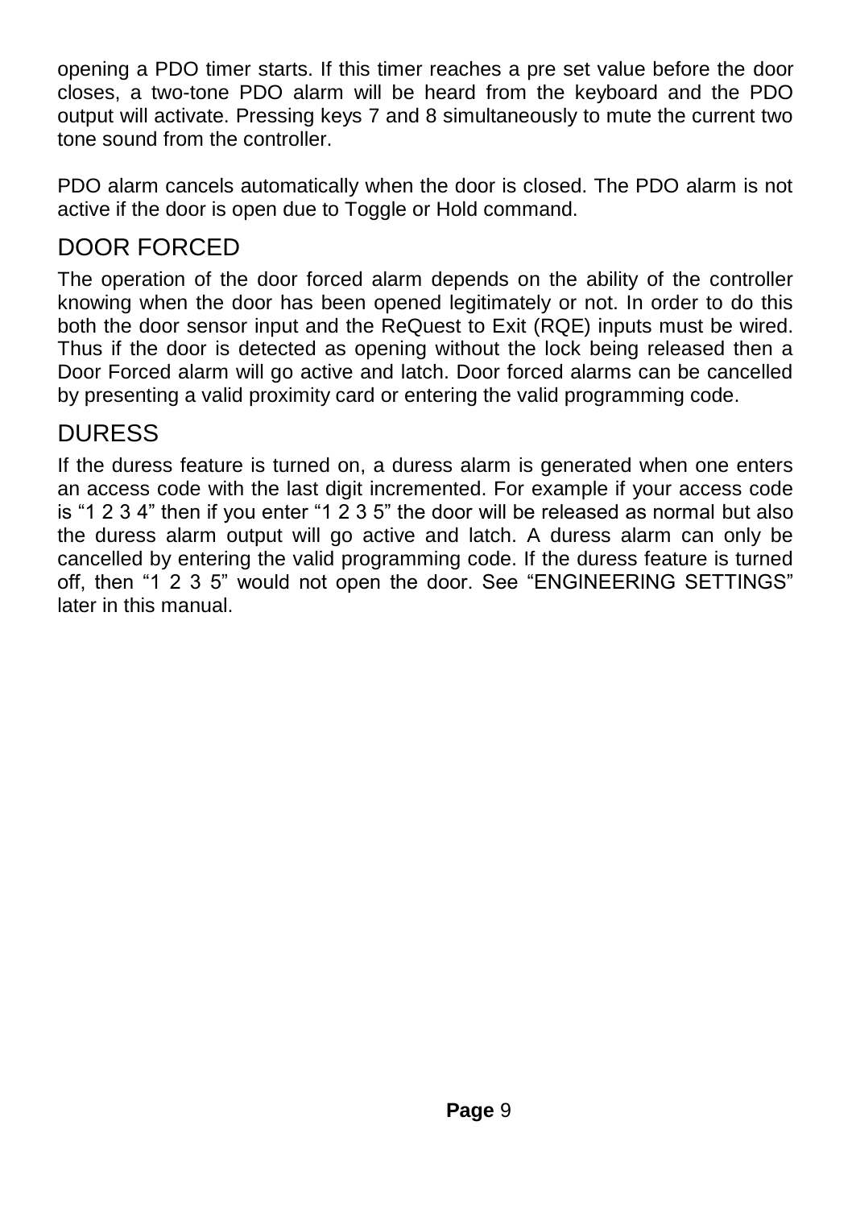opening a PDO timer starts. If this timer reaches a pre set value before the door closes, a two-tone PDO alarm will be heard from the keyboard and the PDO output will activate. Pressing keys 7 and 8 simultaneously to mute the current two tone sound from the controller.

PDO alarm cancels automatically when the door is closed. The PDO alarm is not active if the door is open due to Toggle or Hold command.

## DOOR FORCED

The operation of the door forced alarm depends on the ability of the controller knowing when the door has been opened legitimately or not. In order to do this both the door sensor input and the ReQuest to Exit (RQE) inputs must be wired. Thus if the door is detected as opening without the lock being released then a Door Forced alarm will go active and latch. Door forced alarms can be cancelled by presenting a valid proximity card or entering the valid programming code.

## DURESS

If the duress feature is turned on, a duress alarm is generated when one enters an access code with the last digit incremented. For example if your access code is “1 2 3 4” then if you enter “1 2 3 5” the door will be released as normal but also the duress alarm output will go active and latch. A duress alarm can only be cancelled by entering the valid programming code. If the duress feature is turned off, then “1 2 3 5” would not open the door. See “ENGINEERING SETTINGS” later in this manual.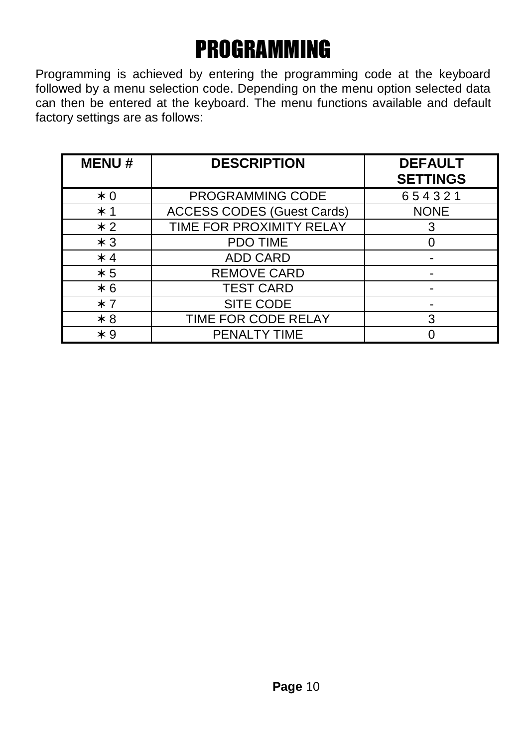# PROGRAMMING

Programming is achieved by entering the programming code at the keyboard followed by a menu selection code. Depending on the menu option selected data can then be entered at the keyboard. The menu functions available and default factory settings are as follows:

| MENU # | DESCRIPTION | DEFAULT SETTINGS |
|---|---|---|
| ✶ 0 | PROGRAMMING CODE | 6 5 4 3 2 1 |
| ✶ 1 | ACCESS CODES (Guest Cards) | NONE |
| ✶ 2 | TIME FOR PROXIMITY RELAY | 3 |
| ✶ 3 | PDO TIME | 0 |
| ✶ 4 | ADD CARD | - |
| ✶ 5 | REMOVE CARD | - |
| ✶ 6 | TEST CARD | - |
| ✶ 7 | SITE CODE | - |
| ✶ 8 | TIME FOR CODE RELAY | 3 |
| ✶ 9 | PENALTY TIME | 0 |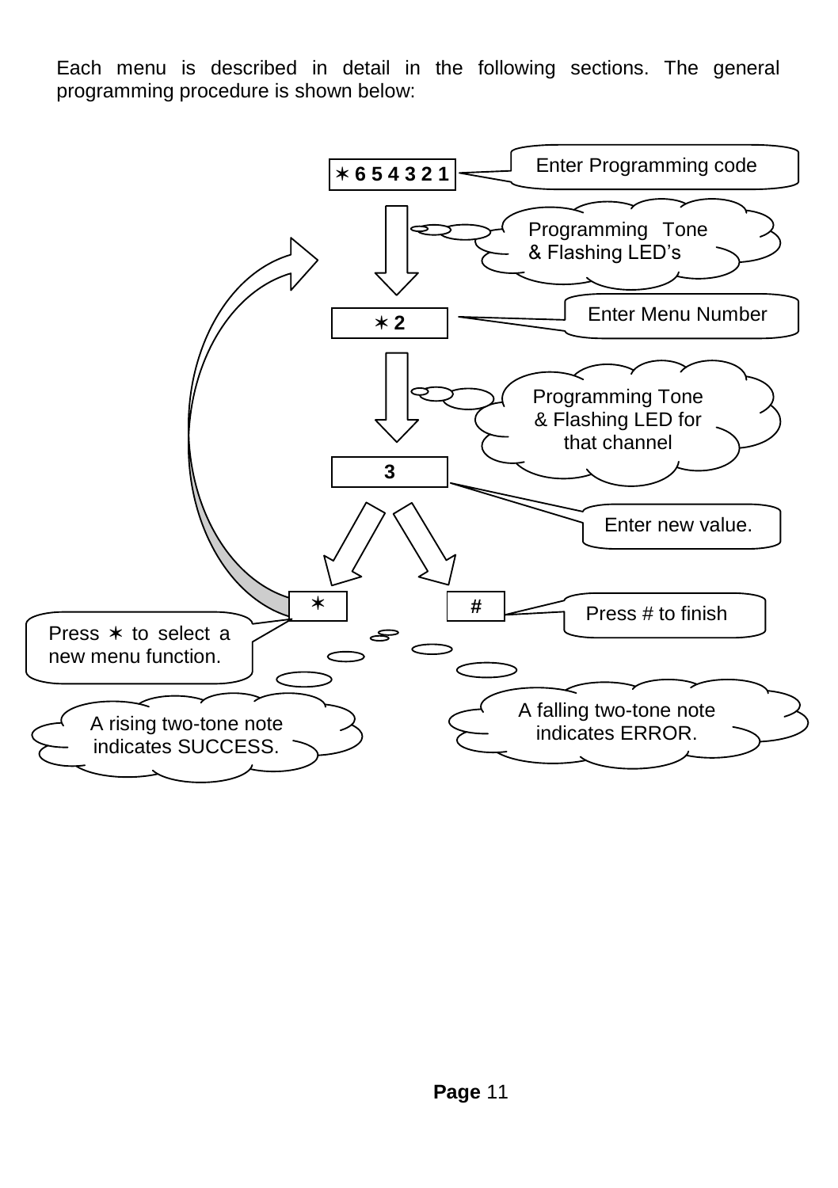Each menu is described in detail in the following sections. The general programming procedure is shown below:

- ✶ 6 5 4 3 2 1 — Enter Programming code
  - Programming Tone & Flashing LED's
- ✶ 2 — Enter Menu Number
  - Programming Tone & Flashing LED for that channel
- 3 — Enter new value.
- ✶ — Press ✶ to select a new menu function.
- # — Press # to finish

A rising two-tone note indicates SUCCESS.

A falling two-tone note indicates ERROR.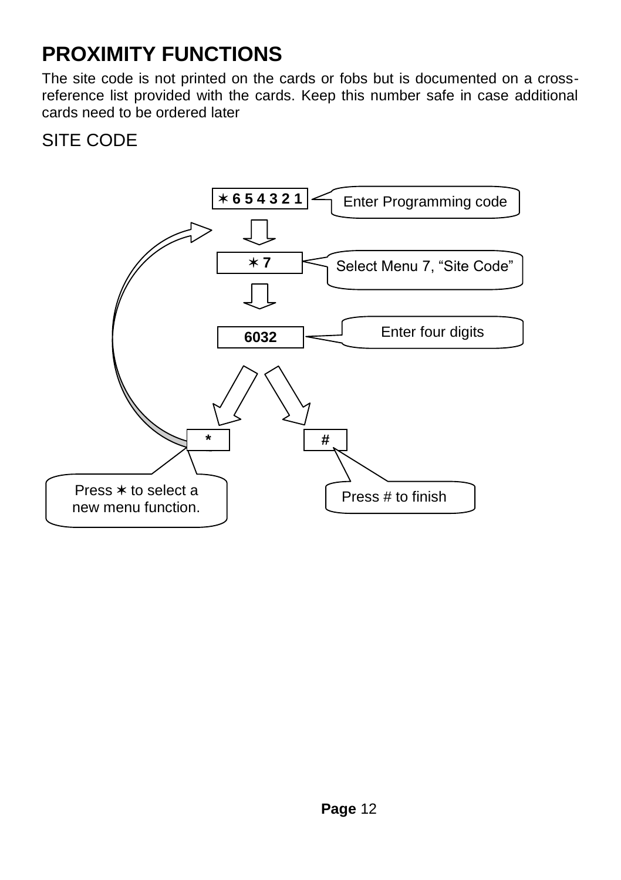# PROXIMITY FUNCTIONS

The site code is not printed on the cards or fobs but is documented on a cross-reference list provided with the cards. Keep this number safe in case additional cards need to be ordered later

## SITE CODE

✶ 6 5 4 3 2 1 — Enter Programming code

✶ 7 — Select Menu 7, "Site Code"

6032 — Enter four digits

* — Press ✶ to select a new menu function.

# — Press # to finish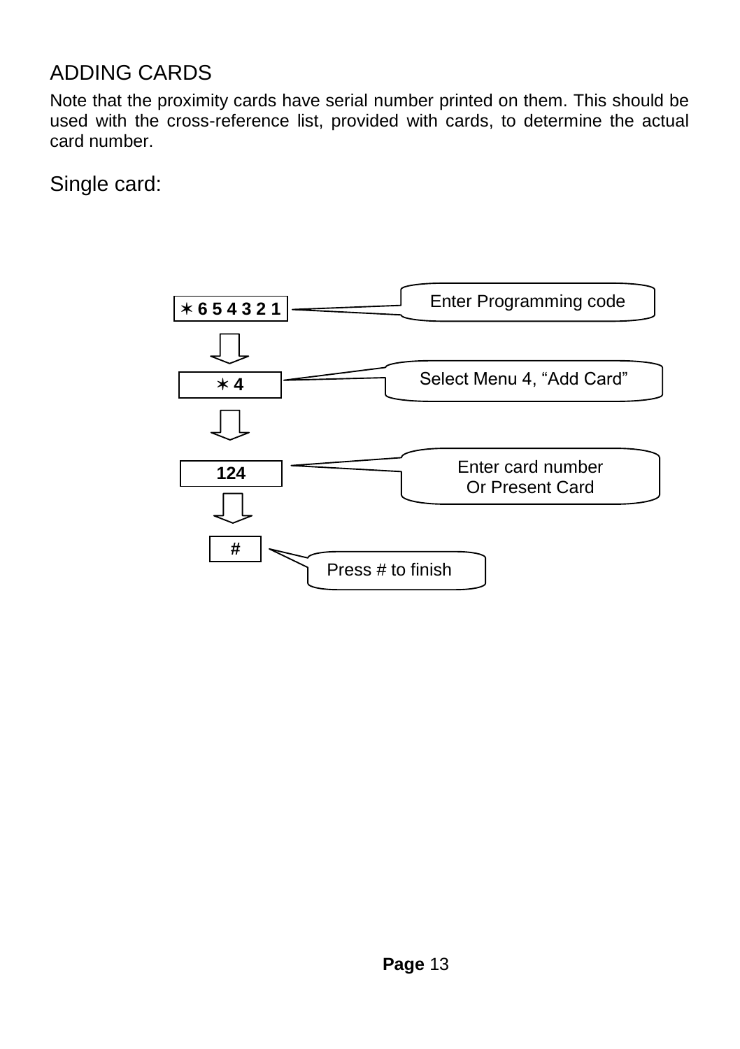## ADDING CARDS

Note that the proximity cards have serial number printed on them. This should be used with the cross-reference list, provided with cards, to determine the actual card number.

### Single card:

| Key entry | Description |
| --- | --- |
| ✶ 6 5 4 3 2 1 | Enter Programming code |
| ✶ 4 | Select Menu 4, “Add Card” |
| 124 | Enter card number Or Present Card |
| # | Press # to finish |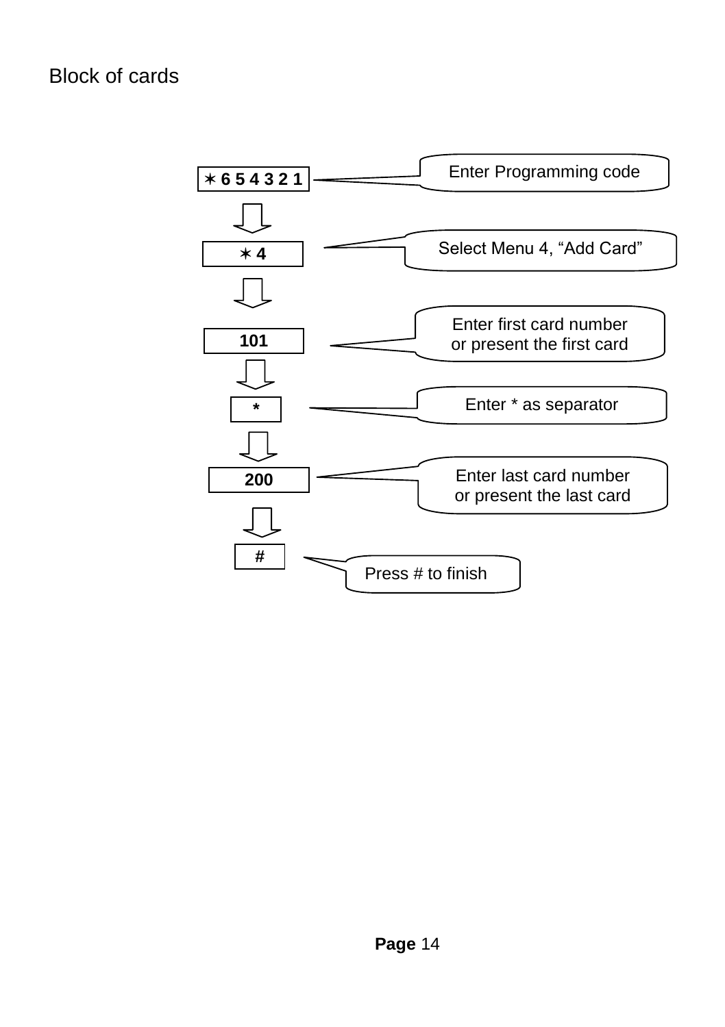Block of cards

| Step | Action |
| --- | --- |
| ✶ 6 5 4 3 2 1 | Enter Programming code |
| ✶ 4 | Select Menu 4, “Add Card” |
| 101 | Enter first card number or present the first card |
| * | Enter * as separator |
| 200 | Enter last card number or present the last card |
| # | Press # to finish |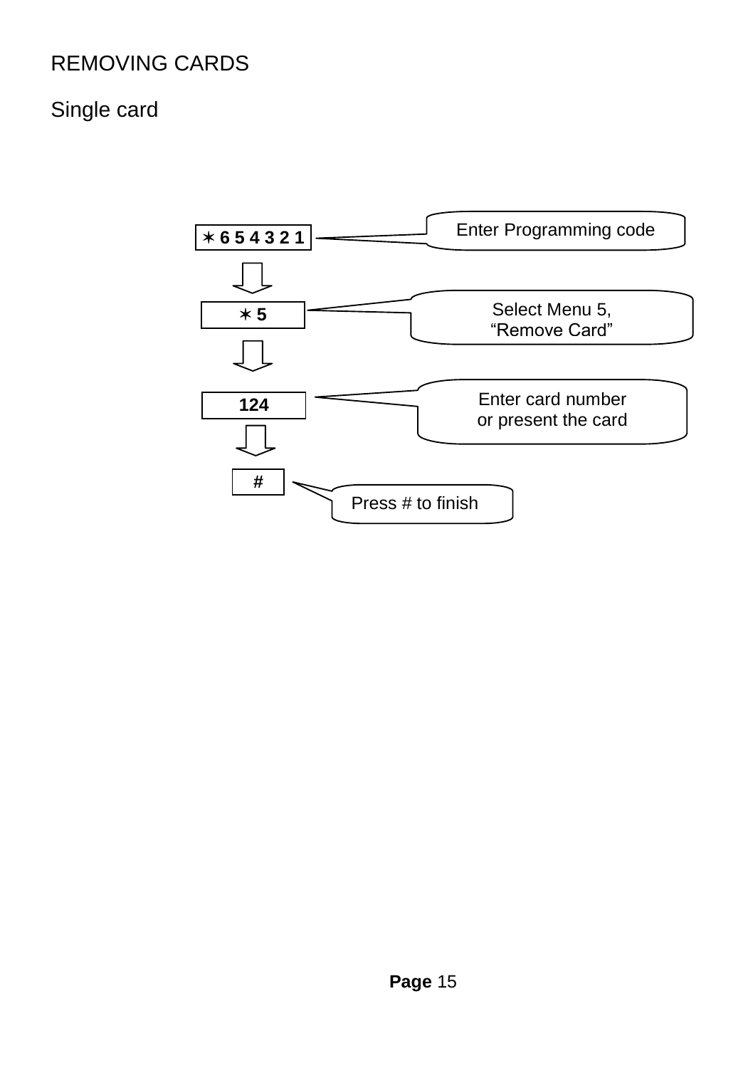# REMOVING CARDS

## Single card

| Key input | Description |
| --- | --- |
| ✶ 6 5 4 3 2 1 | Enter Programming code |
| ✶ 5 | Select Menu 5, “Remove Card” |
| 124 | Enter card number or present the card |
| # | Press # to finish |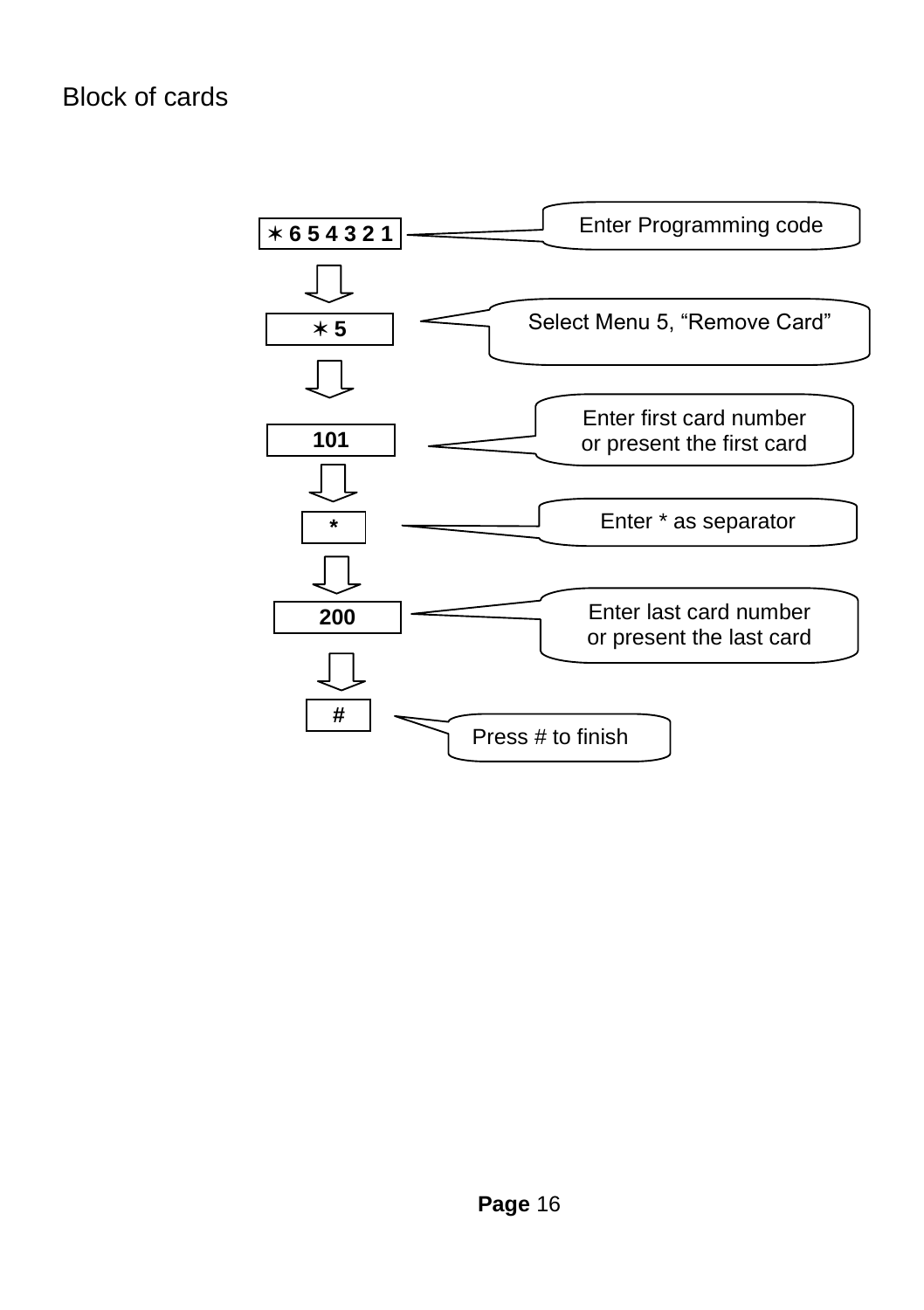Block of cards

| Step | Action |
| --- | --- |
| ✶ 6 5 4 3 2 1 | Enter Programming code |
| ✶ 5 | Select Menu 5, "Remove Card" |
| 101 | Enter first card number or present the first card |
| * | Enter * as separator |
| 200 | Enter last card number or present the last card |
| # | Press # to finish |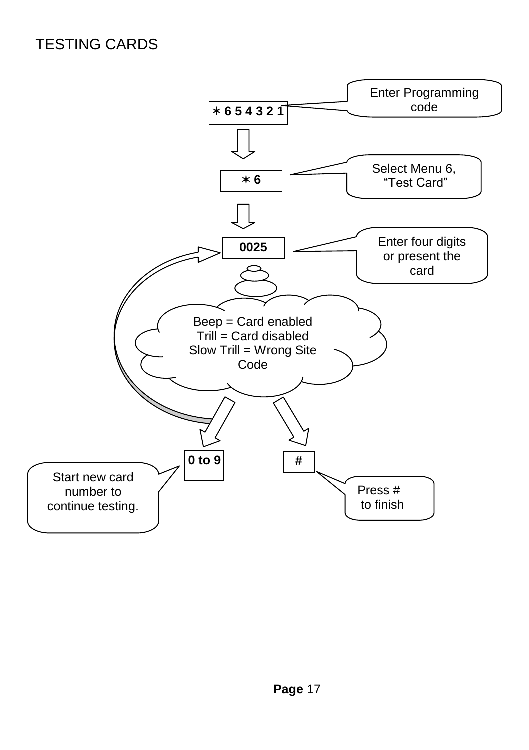# TESTING CARDS

**✶ 6 5 4 3 2 1** — Enter Programming code

⇩

**✶ 6** — Select Menu 6, "Test Card"

⇩

**0025** — Enter four digits or present the card

Beep = Card enabled
Trill = Card disabled
Slow Trill = Wrong Site Code

**0 to 9** — Start new card number to continue testing.

**#** — Press # to finish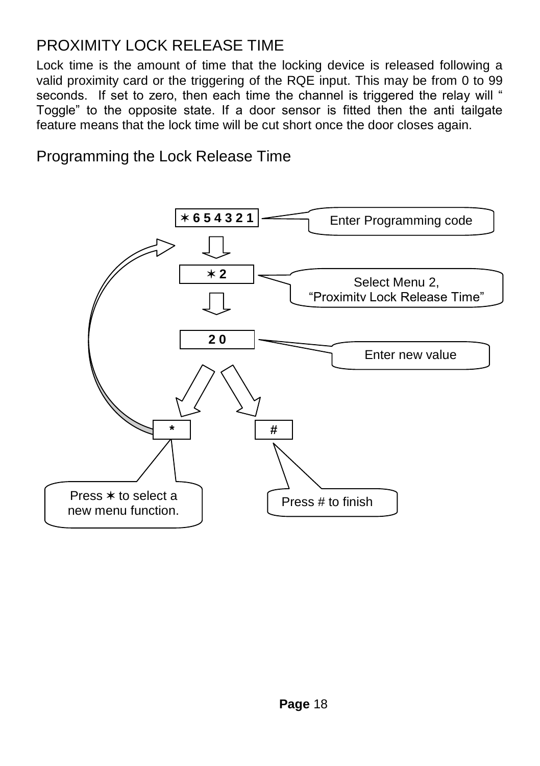## PROXIMITY LOCK RELEASE TIME

Lock time is the amount of time that the locking device is released following a valid proximity card or the triggering of the RQE input. This may be from 0 to 99 seconds. If set to zero, then each time the channel is triggered the relay will " Toggle" to the opposite state. If a door sensor is fitted then the anti tailgate feature means that the lock time will be cut short once the door closes again.

### Programming the Lock Release Time

✶ 6 5 4 3 2 1 — Enter Programming code

✶ 2 — Select Menu 2, "Proximity Lock Release Time"

2 0 — Enter new value

* — Press ✶ to select a new menu function.

# — Press # to finish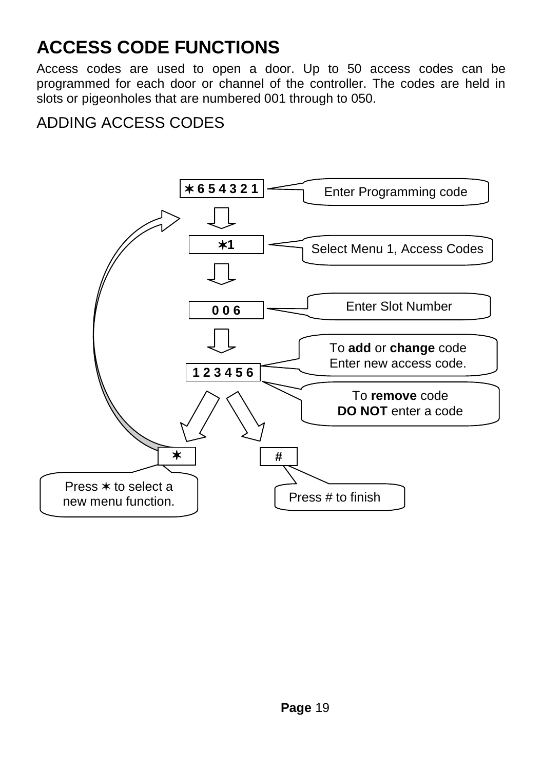# ACCESS CODE FUNCTIONS

Access codes are used to open a door. Up to 50 access codes can be programmed for each door or channel of the controller. The codes are held in slots or pigeonholes that are numbered 001 through to 050.

## ADDING ACCESS CODES

✶ 6 5 4 3 2 1 — Enter Programming code

✶1 — Select Menu 1, Access Codes

0 0 6 — Enter Slot Number

1 2 3 4 5 6 — To **add** or **change** code Enter new access code.

To **remove** code **DO NOT** enter a code

✶ — Press ✶ to select a new menu function.

# — Press # to finish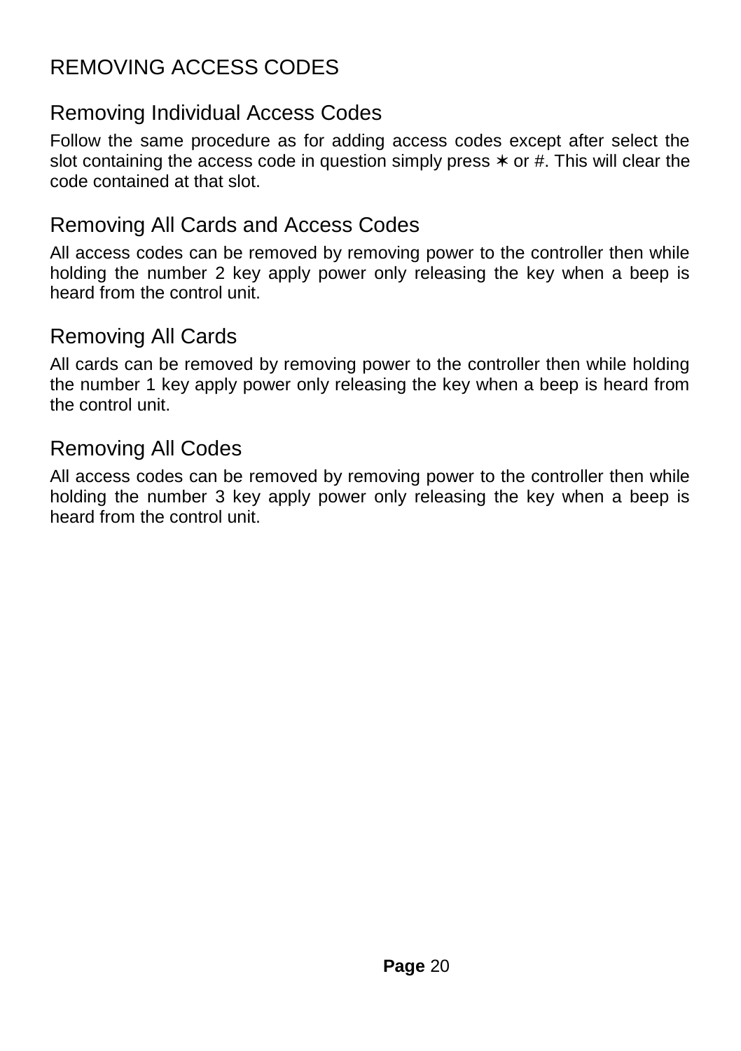# REMOVING ACCESS CODES

## Removing Individual Access Codes

Follow the same procedure as for adding access codes except after select the slot containing the access code in question simply press ✶ or #. This will clear the code contained at that slot.

## Removing All Cards and Access Codes

All access codes can be removed by removing power to the controller then while holding the number 2 key apply power only releasing the key when a beep is heard from the control unit.

## Removing All Cards

All cards can be removed by removing power to the controller then while holding the number 1 key apply power only releasing the key when a beep is heard from the control unit.

## Removing All Codes

All access codes can be removed by removing power to the controller then while holding the number 3 key apply power only releasing the key when a beep is heard from the control unit.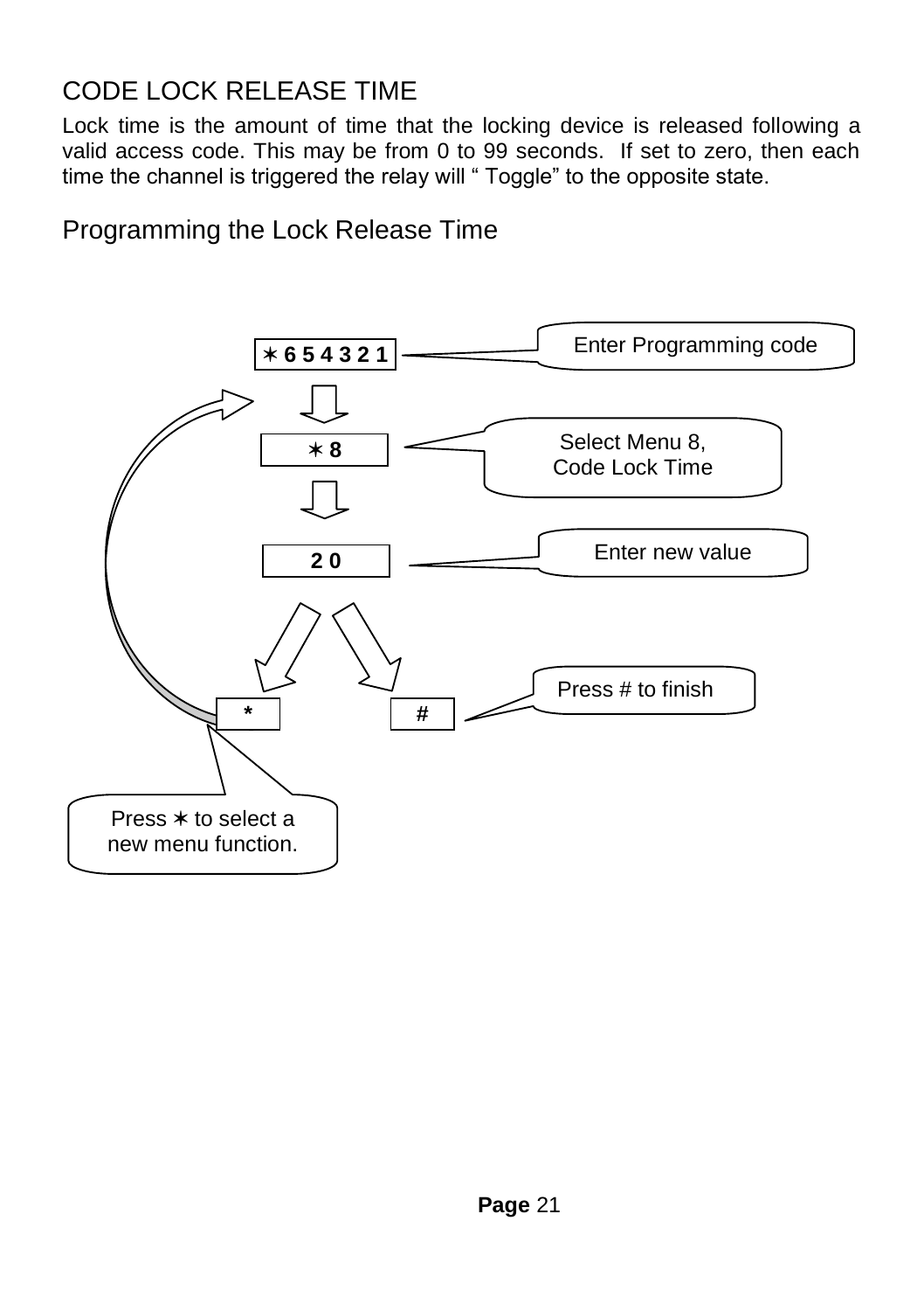## CODE LOCK RELEASE TIME

Lock time is the amount of time that the locking device is released following a valid access code. This may be from 0 to 99 seconds. If set to zero, then each time the channel is triggered the relay will " Toggle" to the opposite state.

### Programming the Lock Release Time

✶ 6 5 4 3 2 1 — Enter Programming code

✶ 8 — Select Menu 8, Code Lock Time

2 0 — Enter new value

\# — Press # to finish

\* — Press ✶ to select a new menu function.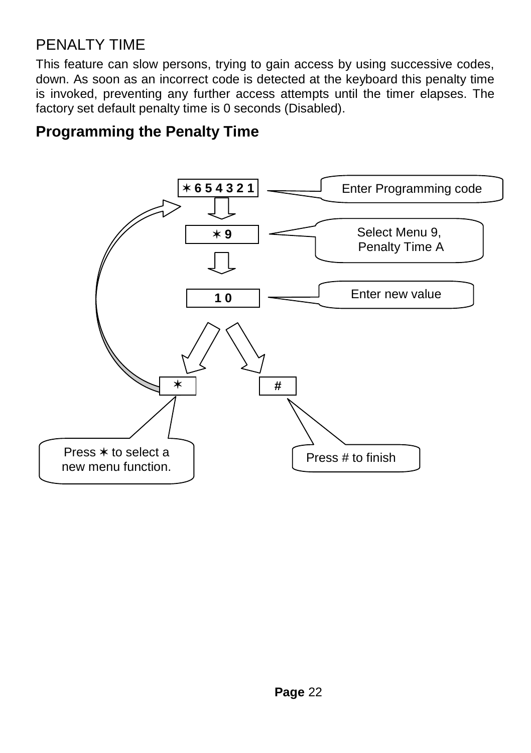## PENALTY TIME

This feature can slow persons, trying to gain access by using successive codes, down. As soon as an incorrect code is detected at the keyboard this penalty time is invoked, preventing any further access attempts until the timer elapses. The factory set default penalty time is 0 seconds (Disabled).

### Programming the Penalty Time

✶ 6 5 4 3 2 1 — Enter Programming code

✶ 9 — Select Menu 9, Penalty Time A

1 0 — Enter new value

✶ — Press ✶ to select a new menu function.

# — Press # to finish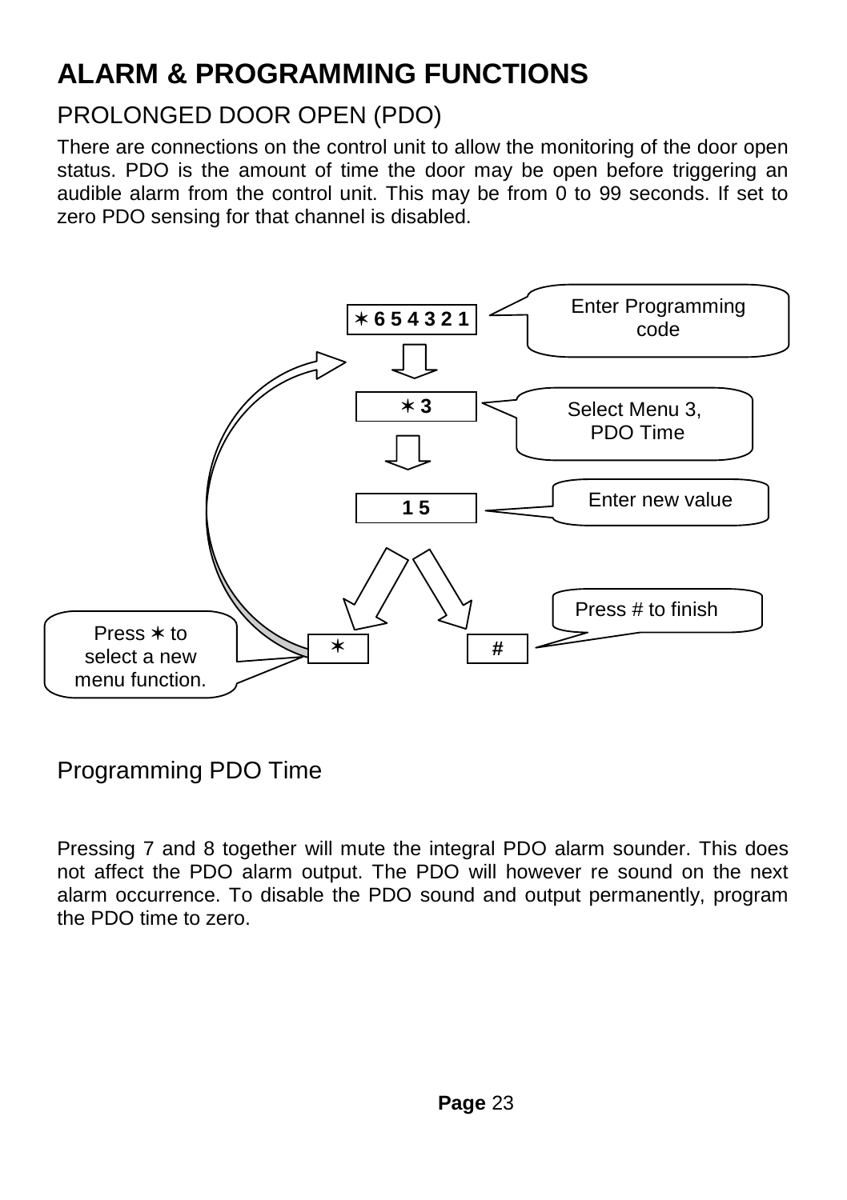# ALARM & PROGRAMMING FUNCTIONS

## PROLONGED DOOR OPEN (PDO)

There are connections on the control unit to allow the monitoring of the door open status. PDO is the amount of time the door may be open before triggering an audible alarm from the control unit. This may be from 0 to 99 seconds. If set to zero PDO sensing for that channel is disabled.

✶ 6 5 4 3 2 1 — Enter Programming code

✶ 3 — Select Menu 3, PDO Time

1 5 — Enter new value

✶ — Press ✶ to select a new menu function.

# — Press # to finish

## Programming PDO Time

Pressing 7 and 8 together will mute the integral PDO alarm sounder. This does not affect the PDO alarm output. The PDO will however re sound on the next alarm occurrence. To disable the PDO sound and output permanently, program the PDO time to zero.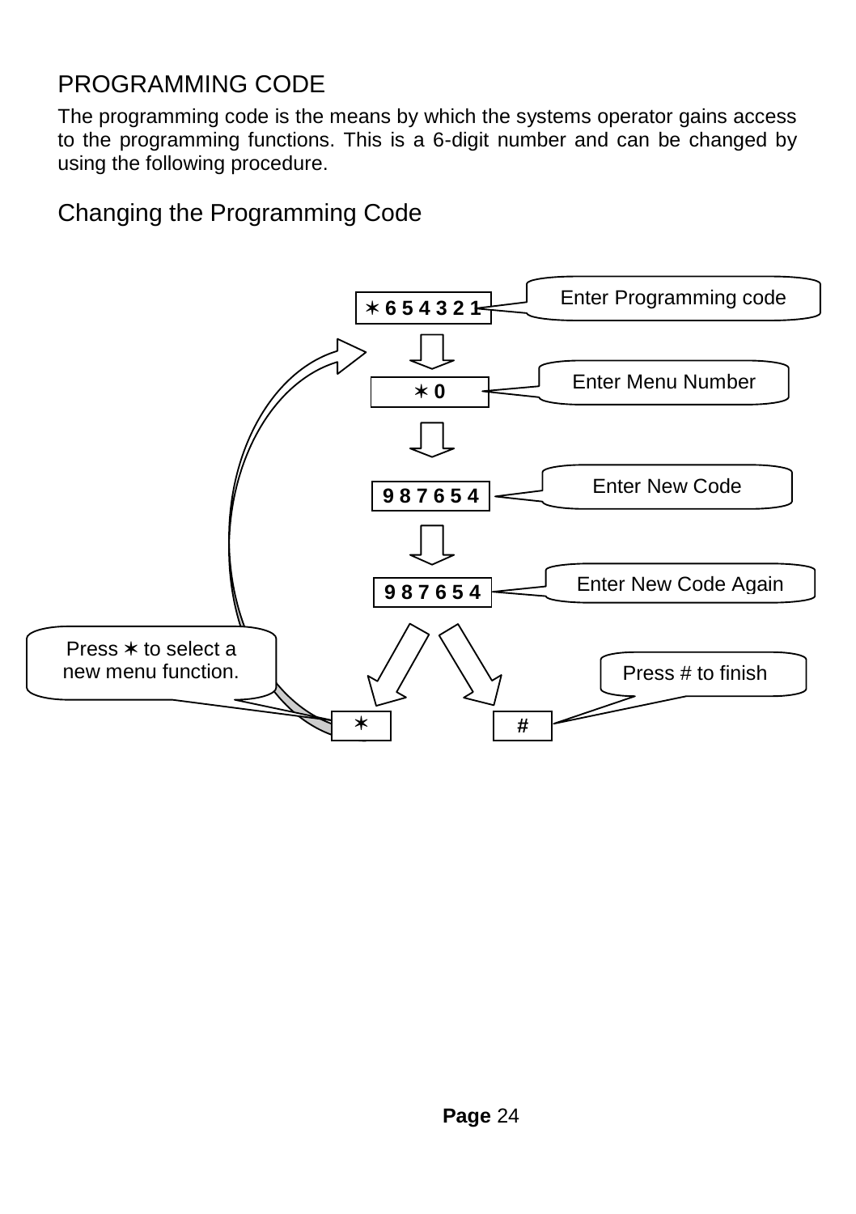# PROGRAMMING CODE

The programming code is the means by which the systems operator gains access to the programming functions. This is a 6-digit number and can be changed by using the following procedure.

## Changing the Programming Code

✶ 6 5 4 3 2 1 — Enter Programming code

✶ 0 — Enter Menu Number

9 8 7 6 5 4 — Enter New Code

9 8 7 6 5 4 — Enter New Code Again

✶ — Press ✶ to select a new menu function.

# — Press # to finish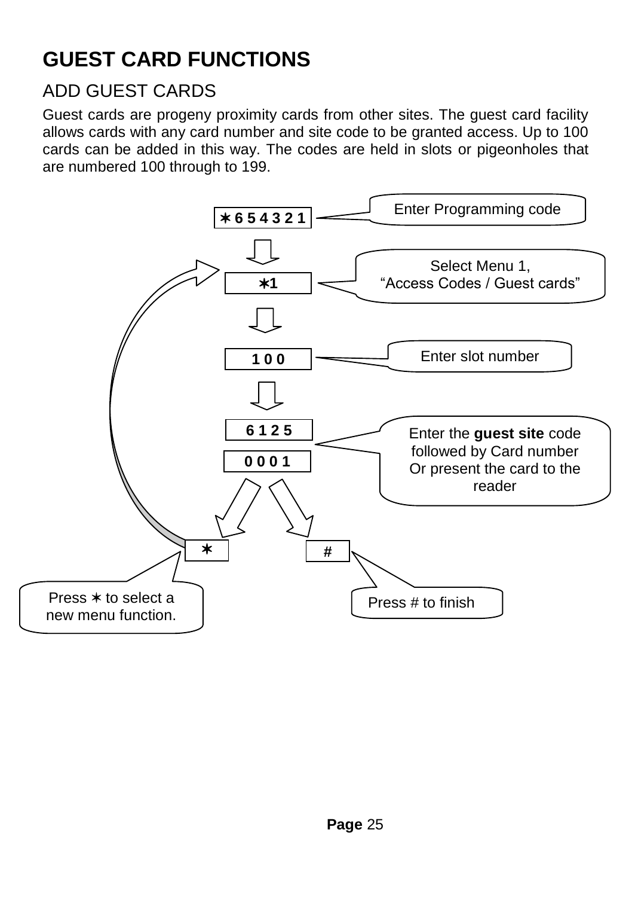# GUEST CARD FUNCTIONS

## ADD GUEST CARDS

Guest cards are progeny proximity cards from other sites. The guest card facility allows cards with any card number and site code to be granted access. Up to 100 cards can be added in this way. The codes are held in slots or pigeonholes that are numbered 100 through to 199.

✶6 5 4 3 2 1 — Enter Programming code

✶1 — Select Menu 1, "Access Codes / Guest cards"

1 0 0 — Enter slot number

6 1 2 5
0 0 0 1 — Enter the **guest site** code followed by Card number Or present the card to the reader

✶ — Press ✶ to select a new menu function.

# — Press # to finish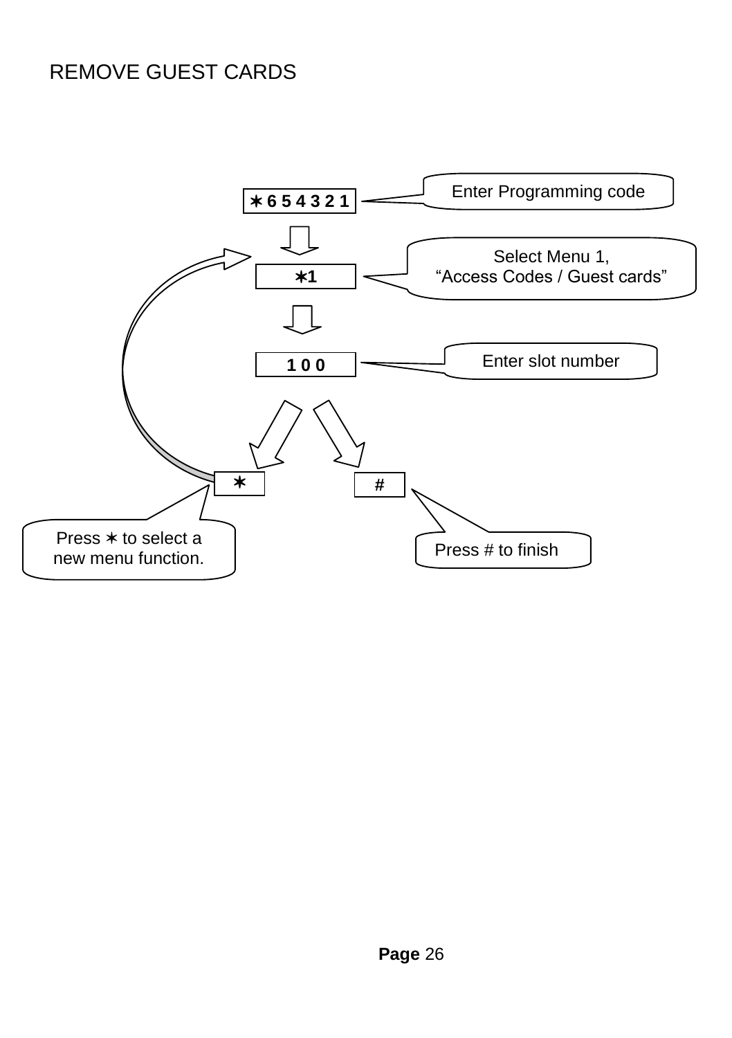# REMOVE GUEST CARDS

✶6 5 4 3 2 1 — Enter Programming code

⇩

✶1 — Select Menu 1, "Access Codes / Guest cards"

⇩

1 0 0 — Enter slot number

✶ — Press ✶ to select a new menu function.

# — Press # to finish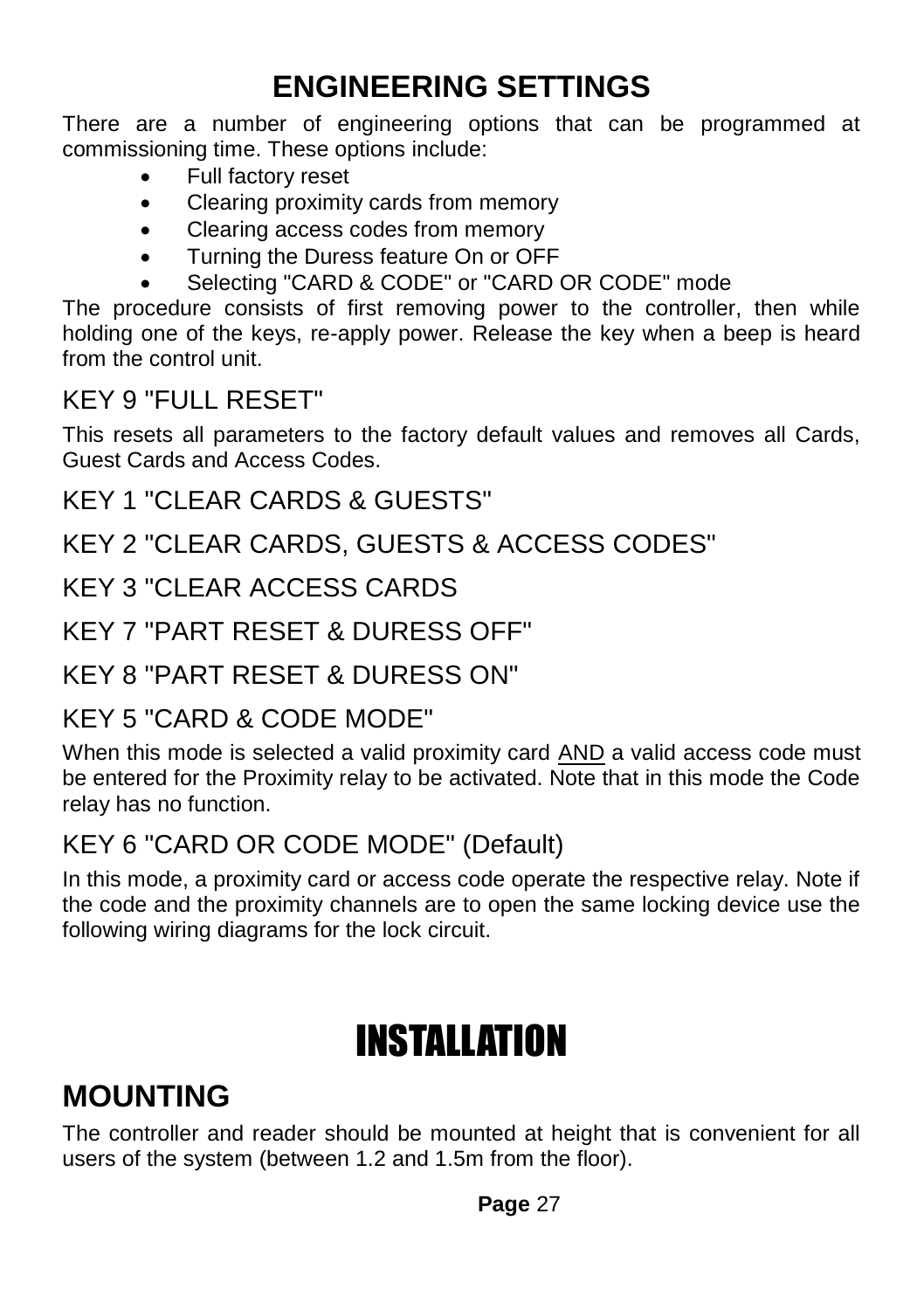# ENGINEERING SETTINGS

There are a number of engineering options that can be programmed at commissioning time. These options include:

- Full factory reset
- Clearing proximity cards from memory
- Clearing access codes from memory
- Turning the Duress feature On or OFF
- Selecting "CARD & CODE" or "CARD OR CODE" mode

The procedure consists of first removing power to the controller, then while holding one of the keys, re-apply power. Release the key when a beep is heard from the control unit.

## KEY 9 "FULL RESET"

This resets all parameters to the factory default values and removes all Cards, Guest Cards and Access Codes.

## KEY 1 "CLEAR CARDS & GUESTS"

## KEY 2 "CLEAR CARDS, GUESTS & ACCESS CODES"

## KEY 3 "CLEAR ACCESS CARDS

## KEY 7 "PART RESET & DURESS OFF"

## KEY 8 "PART RESET & DURESS ON"

## KEY 5 "CARD & CODE MODE"

When this mode is selected a valid proximity card AND a valid access code must be entered for the Proximity relay to be activated. Note that in this mode the Code relay has no function.

## KEY 6 "CARD OR CODE MODE" (Default)

In this mode, a proximity card or access code operate the respective relay. Note if the code and the proximity channels are to open the same locking device use the following wiring diagrams for the lock circuit.

# INSTALLATION

## MOUNTING

The controller and reader should be mounted at height that is convenient for all users of the system (between 1.2 and 1.5m from the floor).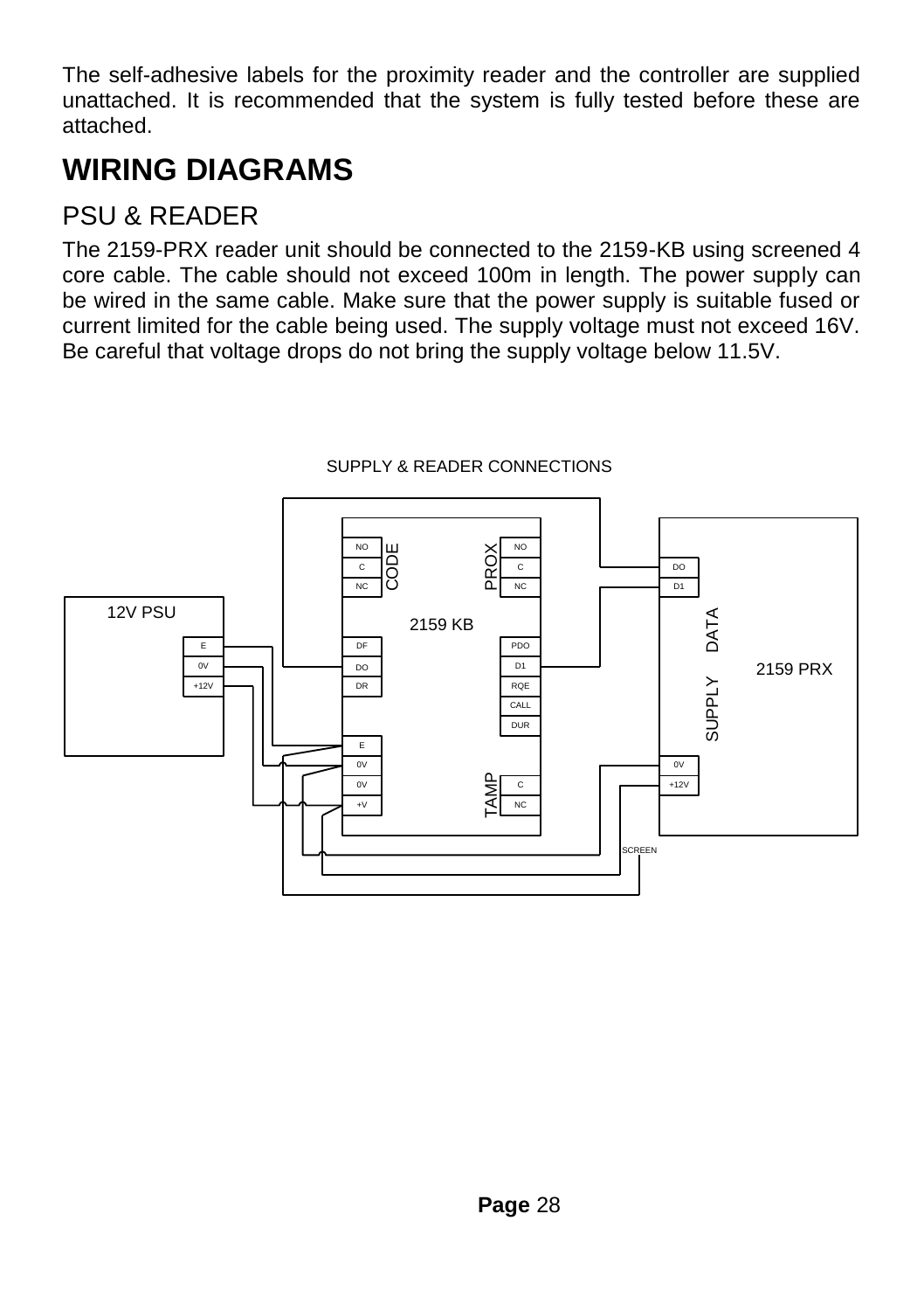The self-adhesive labels for the proximity reader and the controller are supplied unattached. It is recommended that the system is fully tested before these are attached.

# WIRING DIAGRAMS

## PSU & READER

The 2159-PRX reader unit should be connected to the 2159-KB using screened 4 core cable. The cable should not exceed 100m in length. The power supply can be wired in the same cable. Make sure that the power supply is suitable fused or current limited for the cable being used. The supply voltage must not exceed 16V. Be careful that voltage drops do not bring the supply voltage below 11.5V.

SUPPLY & READER CONNECTIONS

12V PSU: E, 0V, +12V

2159 KB: CODE (NO, C, NC); PROX (NO, C, NC); DF, DO, DR; PDO, D1, RQE, CALL, DUR; E, 0V, 0V, +V; TAMP (C, NC)

2159 PRX: DATA (DO, D1); SUPPLY (0V, +12V)

SCREEN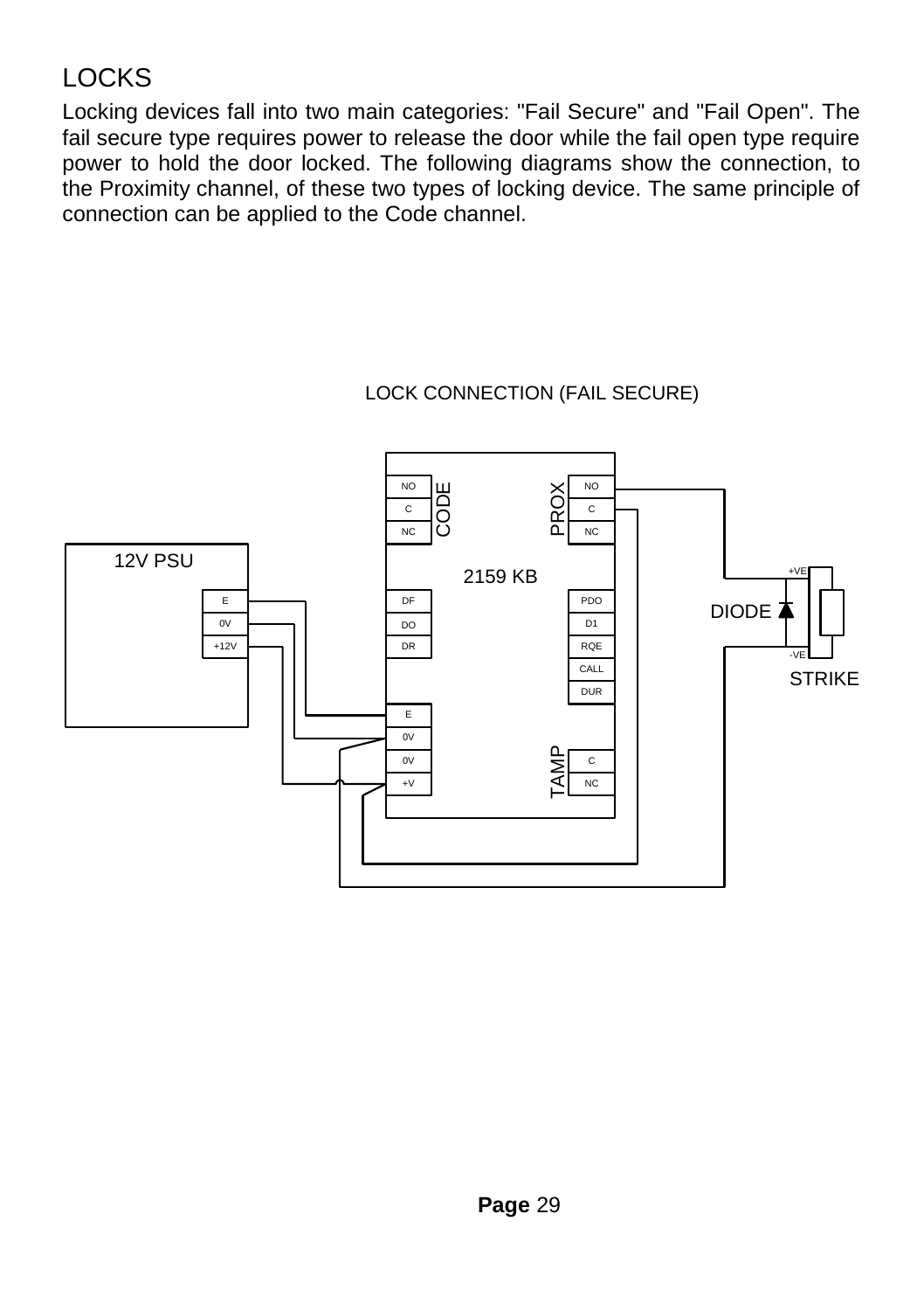## LOCKS

Locking devices fall into two main categories: "Fail Secure" and "Fail Open". The fail secure type requires power to release the door while the fail open type require power to hold the door locked. The following diagrams show the connection, to the Proximity channel, of these two types of locking device. The same principle of connection can be applied to the Code channel.

LOCK CONNECTION (FAIL SECURE)

12V PSU

E

0V

+12V

NO

C

NC

CODE

PROX

NO

C

NC

2159 KB

DF

DO

DR

PDO

D1

RQE

CALL

DUR

E

0V

0V

+V

TAMP

C

NC

+VE

DIODE

-VE

STRIKE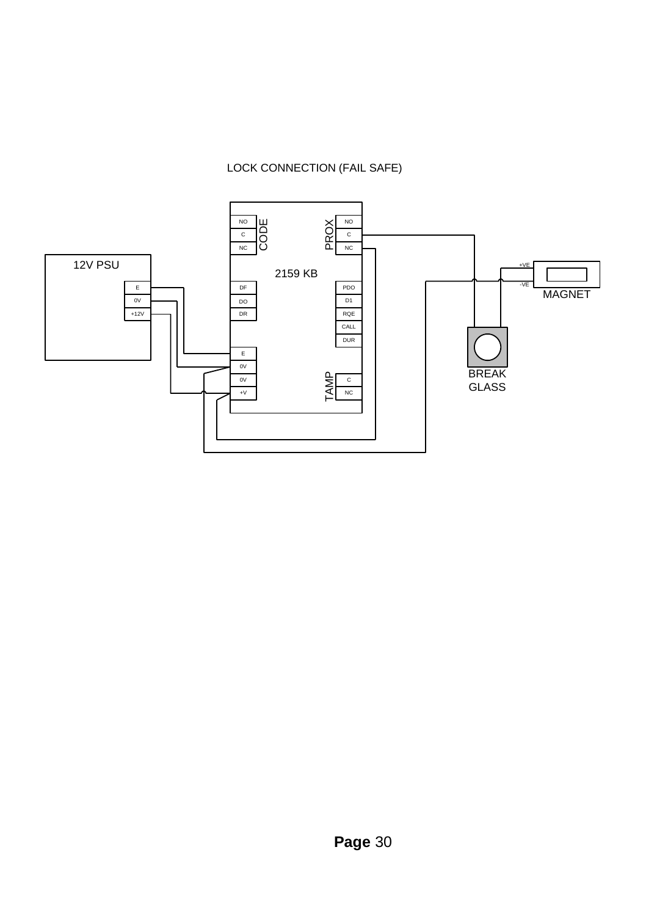LOCK CONNECTION (FAIL SAFE)

12V PSU

E

0V

+12V

2159 KB

CODE

NO

C

NC

DF

DO

DR

E

0V

0V

+V

PROX

NO

C

NC

PDO

D1

RQE

CALL

DUR

TAMP

C

NC

+VE

-VE

MAGNET

BREAK GLASS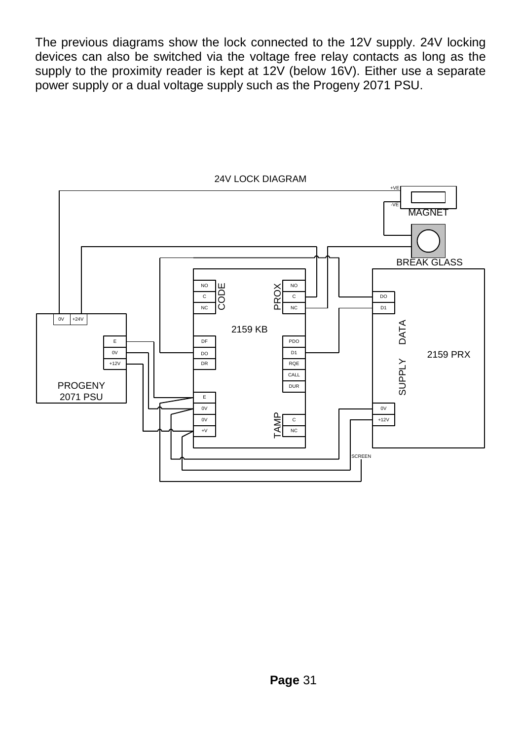The previous diagrams show the lock connected to the 12V supply. 24V locking devices can also be switched via the voltage free relay contacts as long as the supply to the proximity reader is kept at 12V (below 16V). Either use a separate power supply or a dual voltage supply such as the Progeny 2071 PSU.

24V LOCK DIAGRAM

+VE
-VE
MAGNET

BREAK GLASS

NO
C
NC
CODE

PROX
NO
C
NC

2159 KB

DF
DO
DR

PDO
D1
RQE
CALL
DUR

E
0V
0V
+V

TAMP
C
NC

DO
D1

DATA

2159 PRX

SUPPLY

0V
+12V

0V
+24V

E
0V
+12V

PROGENY
2071 PSU

SCREEN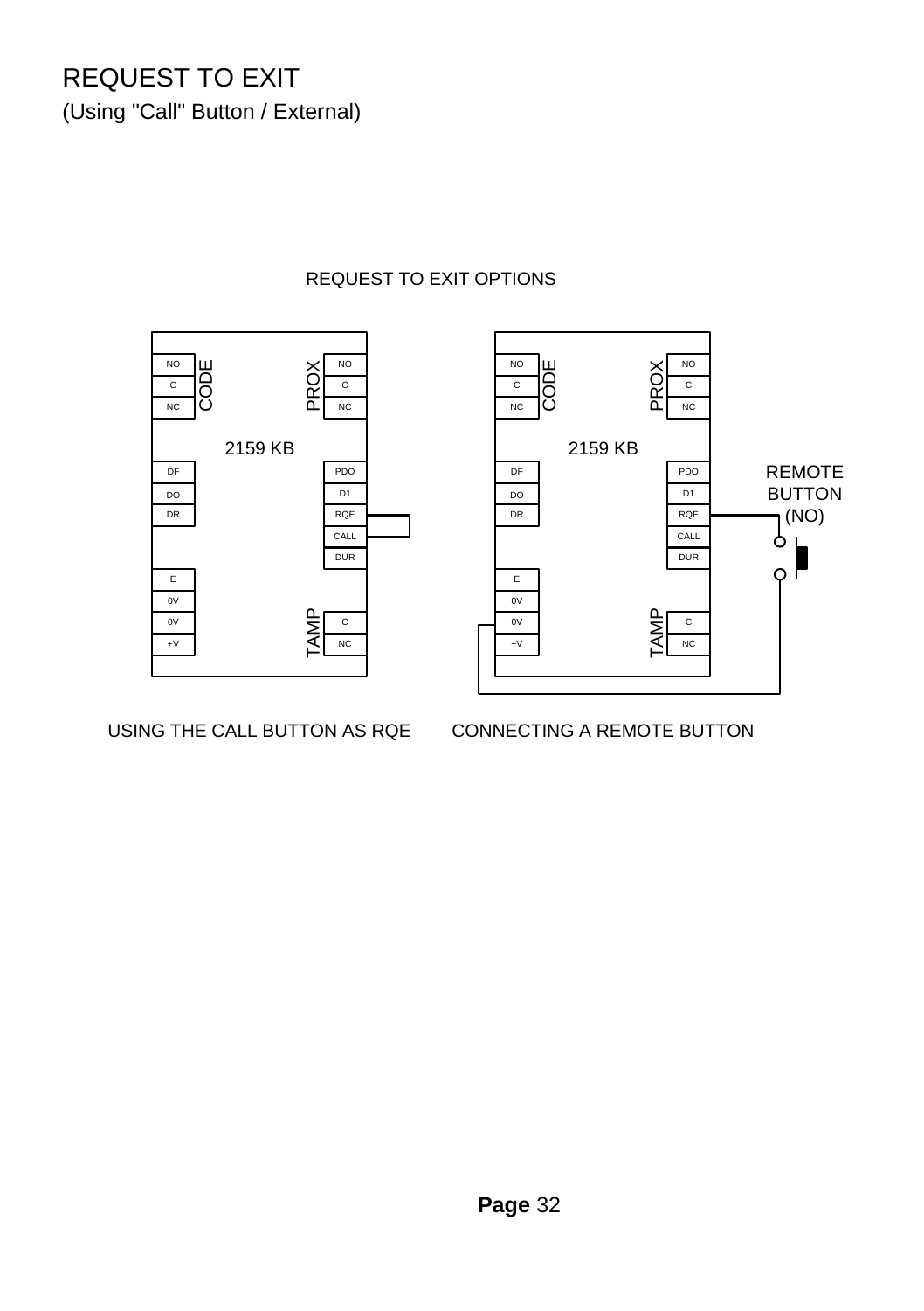# REQUEST TO EXIT

(Using "Call" Button / External)

REQUEST TO EXIT OPTIONS

NO C NC CODE PROX NO C NC

2159 KB

DF DO DR PDO D1 RQE CALL DUR

E 0V 0V +V TAMP C NC

NO C NC CODE PROX NO C NC

2159 KB

DF DO DR PDO D1 RQE CALL DUR

REMOTE BUTTON (NO)

E 0V 0V +V TAMP C NC

USING THE CALL BUTTON AS RQE CONNECTING A REMOTE BUTTON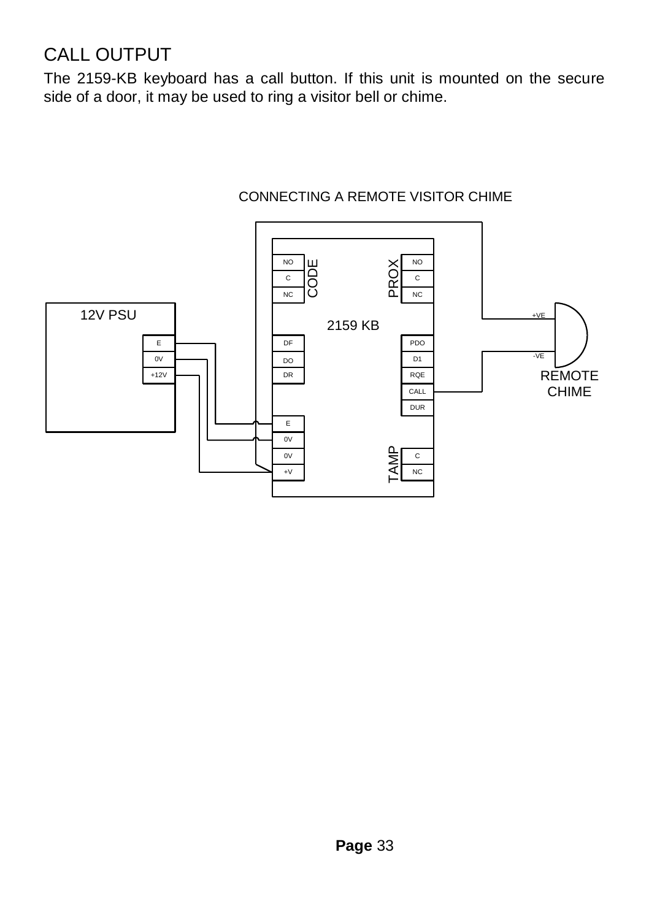## CALL OUTPUT

The 2159-KB keyboard has a call button. If this unit is mounted on the secure side of a door, it may be used to ring a visitor bell or chime.

CONNECTING A REMOTE VISITOR CHIME

12V PSU

E
0V
+12V

2159 KB

NO
C
NC
CODE

PROX
NO
C
NC

DF
DO
DR

PDO
D1
RQE
CALL
DUR

E
0V
0V
+V

TAMP
C
NC

+VE
-VE
REMOTE CHIME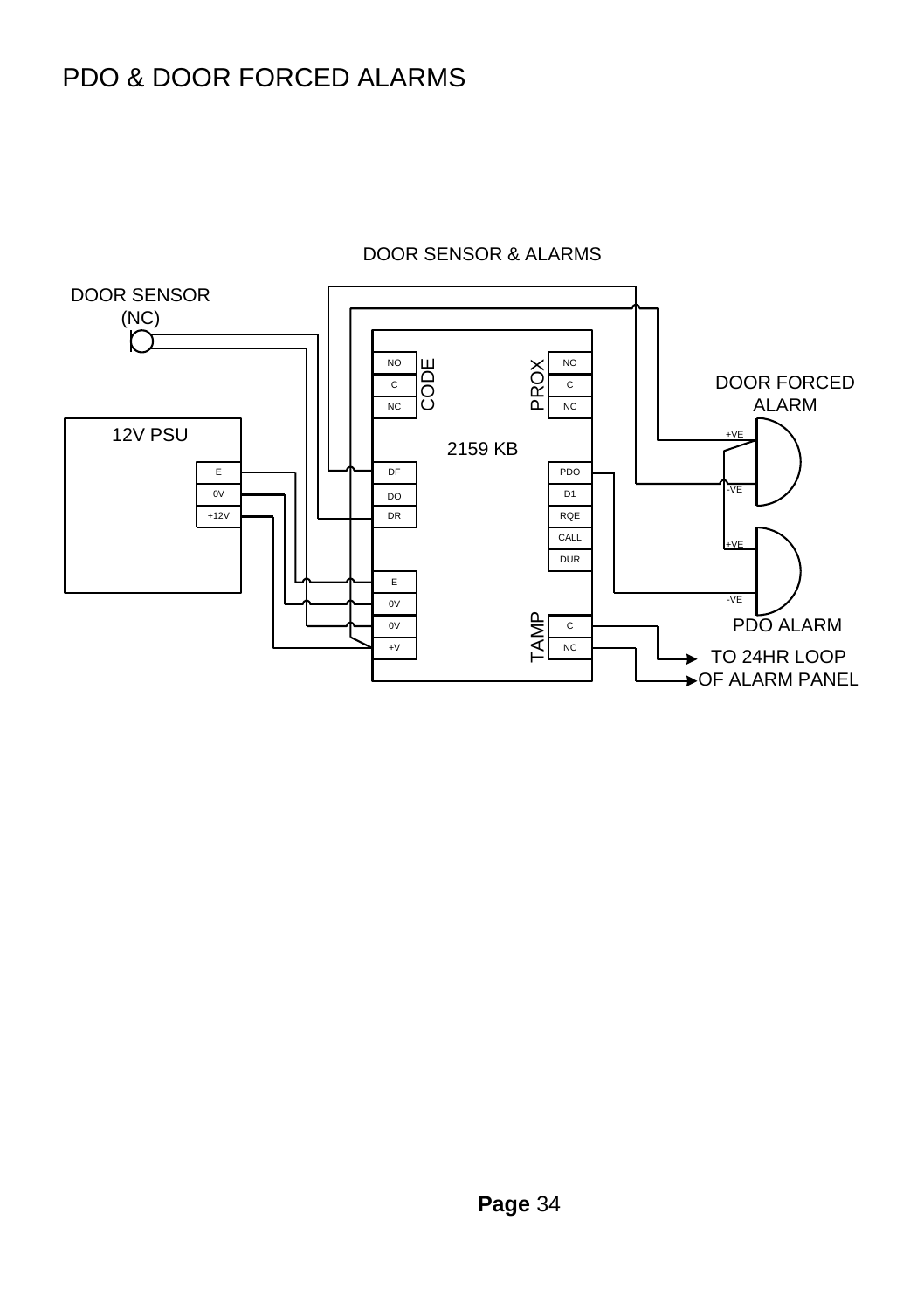# PDO & DOOR FORCED ALARMS

DOOR SENSOR & ALARMS

DOOR SENSOR (NC)

12V PSU

E

0V

+12V

CODE

NO

C

NC

DF

DO

DR

E

0V

0V

+V

2159 KB

PROX

NO

C

NC

PDO

D1

RQE

CALL

DUR

TAMP

C

NC

DOOR FORCED ALARM

+VE

-VE

+VE

-VE

PDO ALARM

TO 24HR LOOP OF ALARM PANEL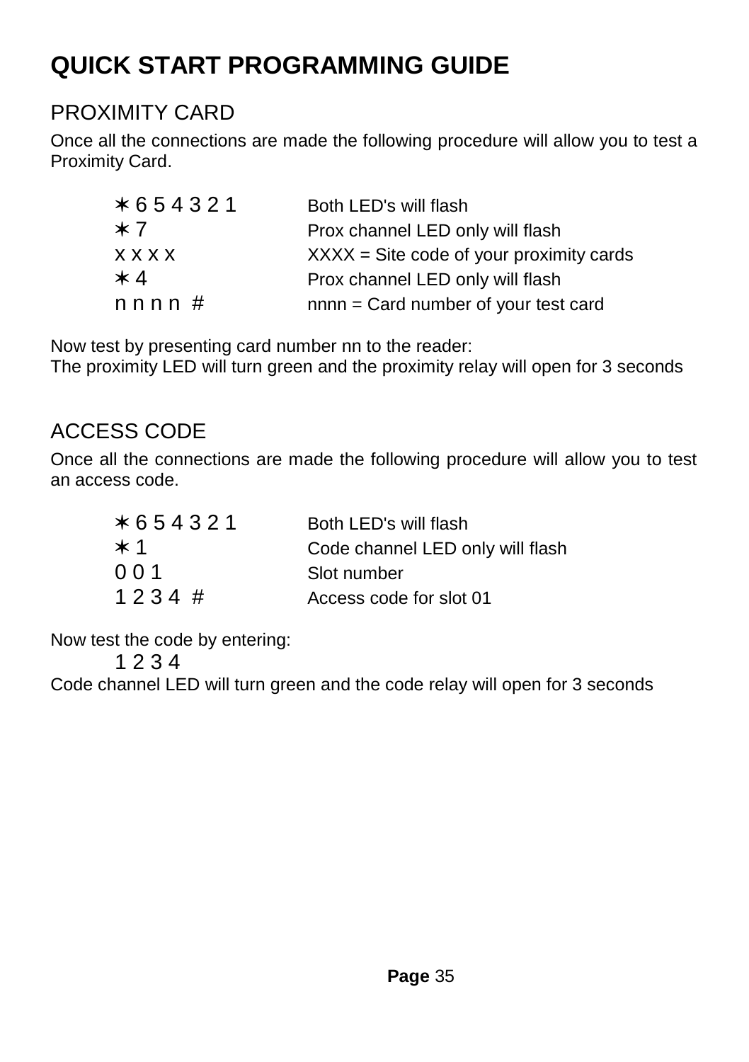# QUICK START PROGRAMMING GUIDE

## PROXIMITY CARD

Once all the connections are made the following procedure will allow you to test a Proximity Card.

| | |
|---|---|
| ✶ 6 5 4 3 2 1 | Both LED's will flash |
| ✶ 7 | Prox channel LED only will flash |
| x x x x | XXXX = Site code of your proximity cards |
| ✶ 4 | Prox channel LED only will flash |
| n n n n # | nnnn = Card number of your test card |

Now test by presenting card number nn to the reader:
The proximity LED will turn green and the proximity relay will open for 3 seconds

## ACCESS CODE

Once all the connections are made the following procedure will allow you to test an access code.

| | |
|---|---|
| ✶ 6 5 4 3 2 1 | Both LED's will flash |
| ✶ 1 | Code channel LED only will flash |
| 0 0 1 | Slot number |
| 1 2 3 4 # | Access code for slot 01 |

Now test the code by entering:

1 2 3 4

Code channel LED will turn green and the code relay will open for 3 seconds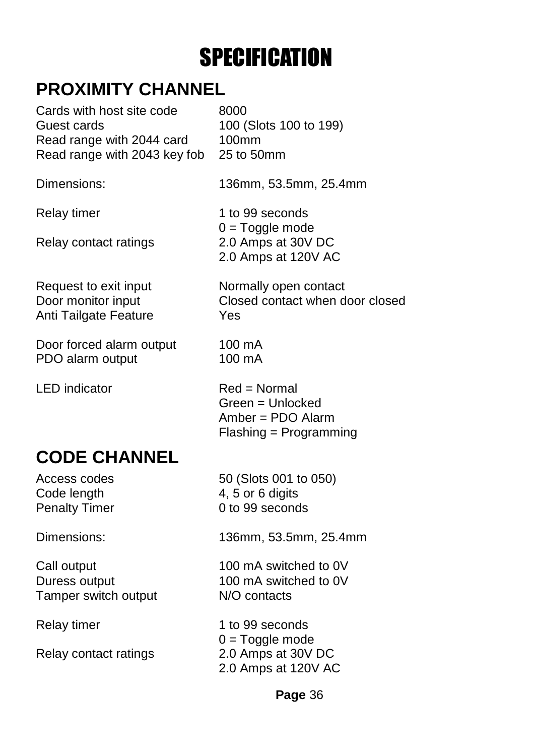# SPECIFICATION

## PROXIMITY CHANNEL

| | |
|---|---|
| Cards with host site code | 8000 |
| Guest cards | 100 (Slots 100 to 199) |
| Read range with 2044 card | 100mm |
| Read range with 2043 key fob | 25 to 50mm |
| | |
| Dimensions: | 136mm, 53.5mm, 25.4mm |
| | |
| Relay timer | 1 to 99 seconds<br>0 = Toggle mode |
| Relay contact ratings | 2.0 Amps at 30V DC<br>2.0 Amps at 120V AC |
| | |
| Request to exit input | Normally open contact |
| Door monitor input | Closed contact when door closed |
| Anti Tailgate Feature | Yes |
| | |
| Door forced alarm output | 100 mA |
| PDO alarm output | 100 mA |
| | |
| LED indicator | Red = Normal<br>Green = Unlocked<br>Amber = PDO Alarm<br>Flashing = Programming |

## CODE CHANNEL

| | |
|---|---|
| Access codes | 50 (Slots 001 to 050) |
| Code length | 4, 5 or 6 digits |
| Penalty Timer | 0 to 99 seconds |
| | |
| Dimensions: | 136mm, 53.5mm, 25.4mm |
| | |
| Call output | 100 mA switched to 0V |
| Duress output | 100 mA switched to 0V |
| Tamper switch output | N/O contacts |
| | |
| Relay timer | 1 to 99 seconds<br>0 = Toggle mode |
| Relay contact ratings | 2.0 Amps at 30V DC<br>2.0 Amps at 120V AC |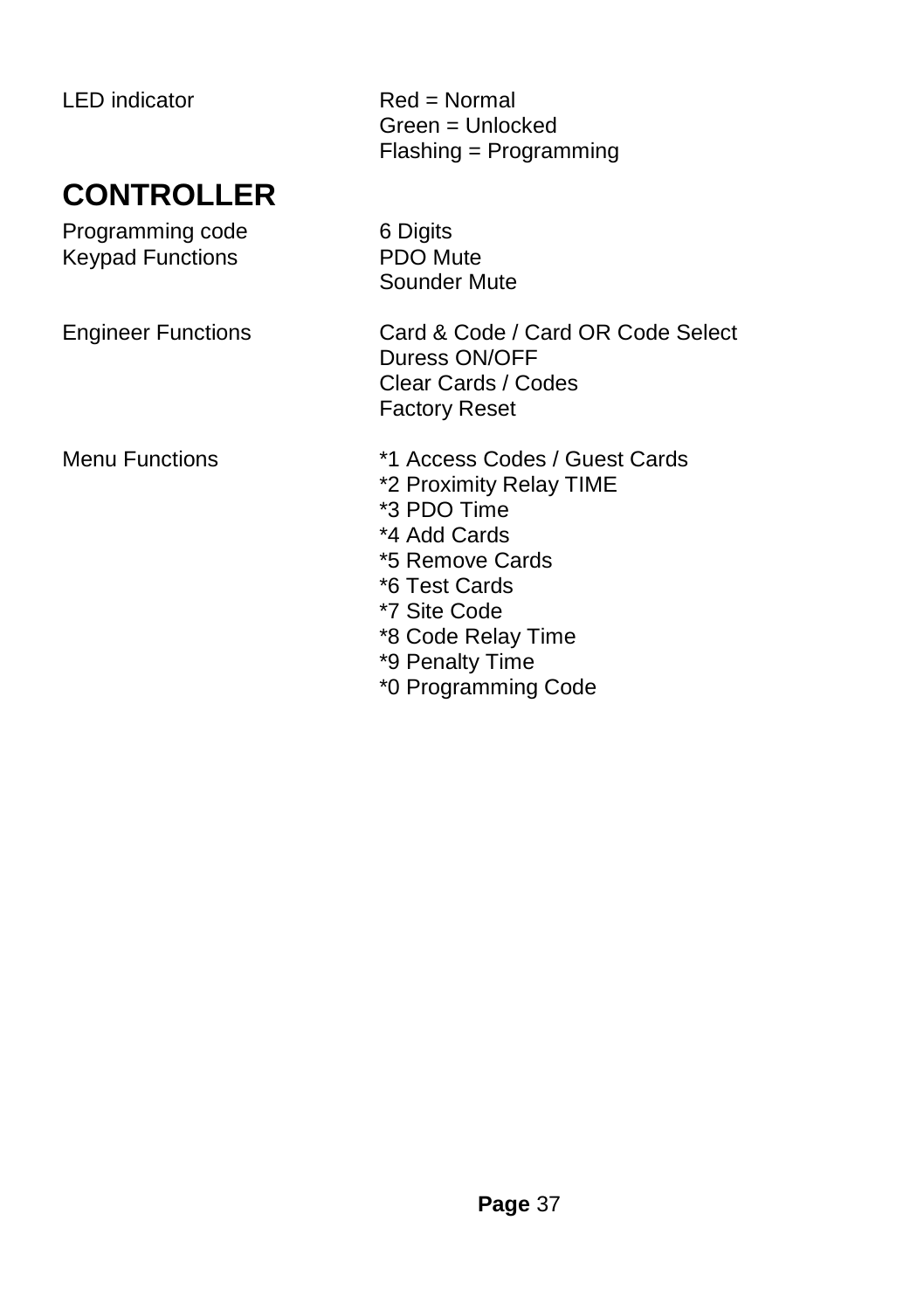| | |
|---|---|
| LED indicator | Red = Normal<br>Green = Unlocked<br>Flashing = Programming |

## CONTROLLER

| | |
|---|---|
| Programming code | 6 Digits |
| Keypad Functions | PDO Mute<br>Sounder Mute |
| Engineer Functions | Card & Code / Card OR Code Select<br>Duress ON/OFF<br>Clear Cards / Codes<br>Factory Reset |
| Menu Functions | *1 Access Codes / Guest Cards<br>*2 Proximity Relay TIME<br>*3 PDO Time<br>*4 Add Cards<br>*5 Remove Cards<br>*6 Test Cards<br>*7 Site Code<br>*8 Code Relay Time<br>*9 Penalty Time<br>*0 Programming Code |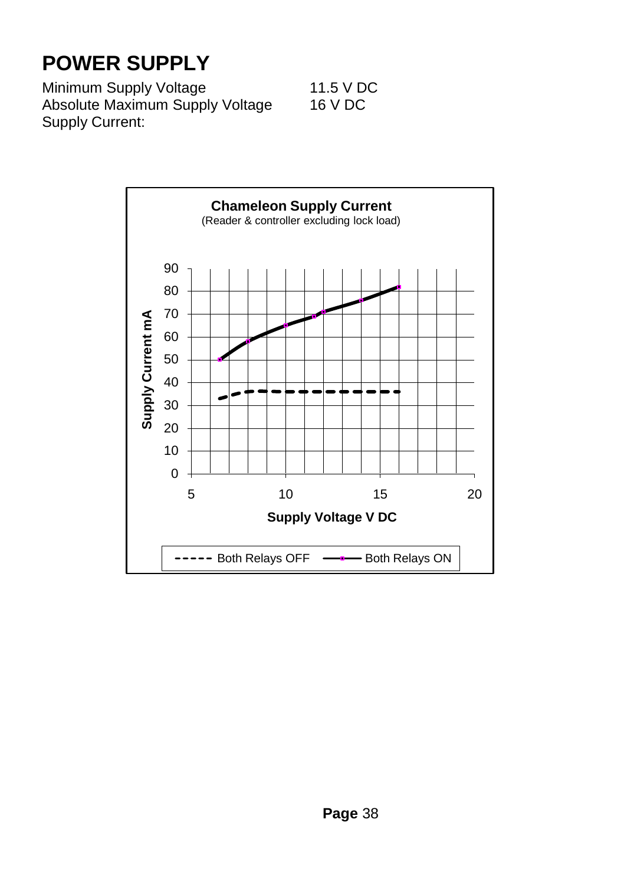# POWER SUPPLY

| | |
|---|---|
| Minimum Supply Voltage | 11.5 V DC |
| Absolute Maximum Supply Voltage | 16 V DC |
| Supply Current: | |

**Chameleon Supply Current**
(Reader & controller excluding lock load)

Supply Current mA

Supply Voltage V DC

Both Relays OFF — Both Relays ON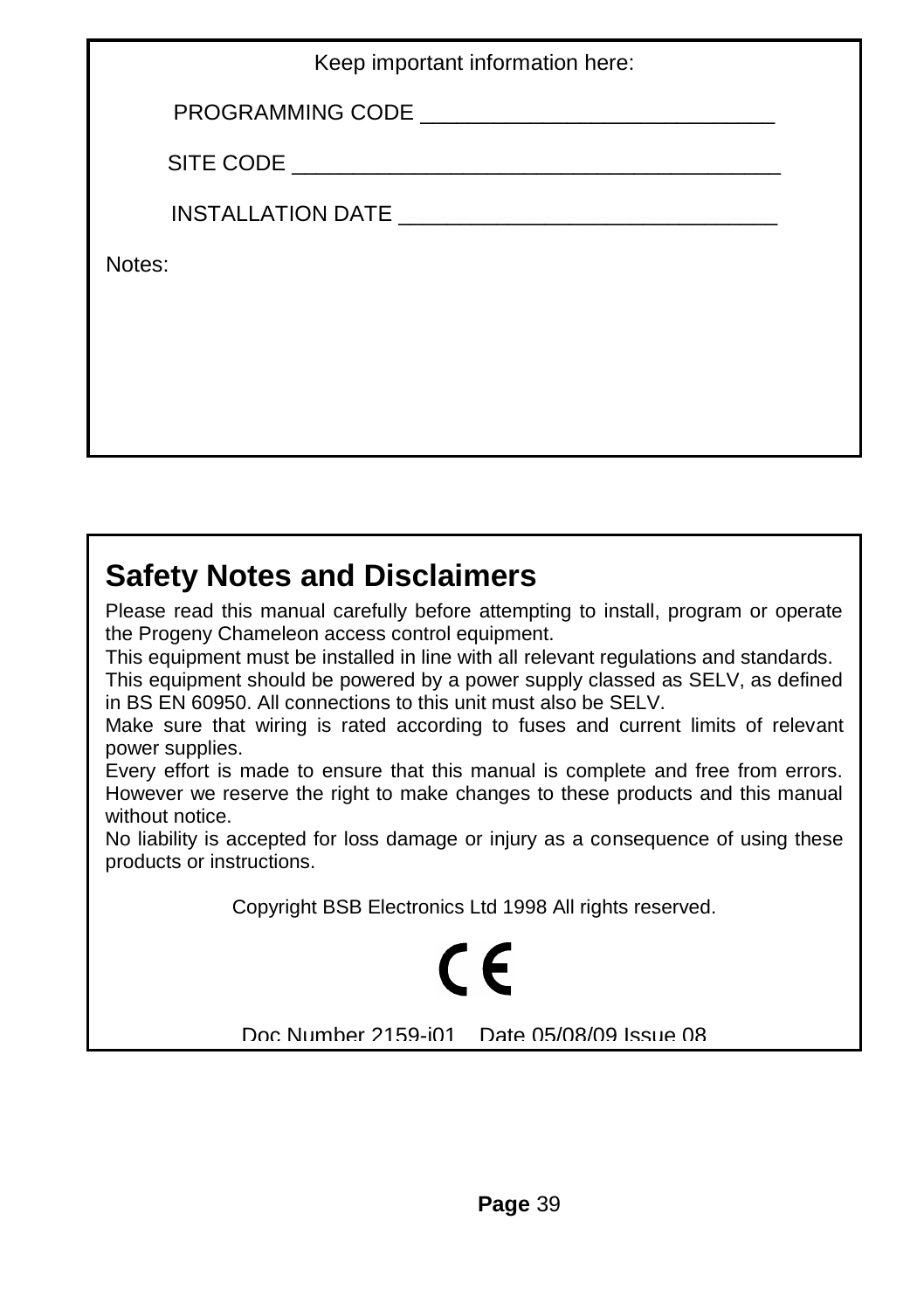Keep important information here:

PROGRAMMING CODE ______________________________

SITE CODE ________________________________________

INSTALLATION DATE ________________________________

Notes:

## Safety Notes and Disclaimers

Please read this manual carefully before attempting to install, program or operate the Progeny Chameleon access control equipment.

This equipment must be installed in line with all relevant regulations and standards.

This equipment should be powered by a power supply classed as SELV, as defined in BS EN 60950. All connections to this unit must also be SELV.

Make sure that wiring is rated according to fuses and current limits of relevant power supplies.

Every effort is made to ensure that this manual is complete and free from errors. However we reserve the right to make changes to these products and this manual without notice.

No liability is accepted for loss damage or injury as a consequence of using these products or instructions.

Copyright BSB Electronics Ltd 1998 All rights reserved.

CE

Doc Number 2159-i01 Date 05/08/09 Issue 08